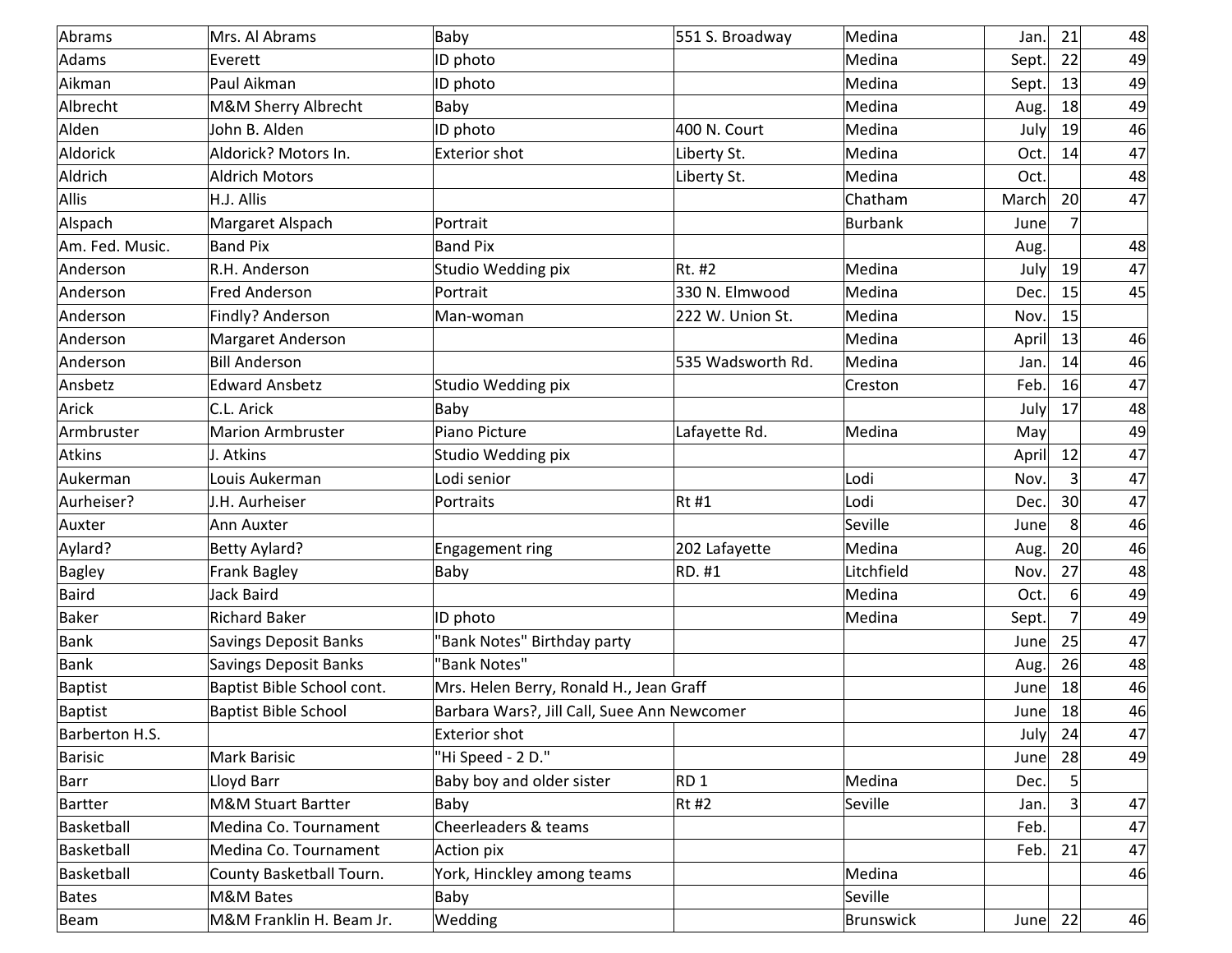| Abrams | Mrs. Al Abrams | Baby | 551 S. Broadway | Medina | Jan. | 21 | 48 |
|---|---|---|---|---|---|---|---|
| Adams | Everett | ID photo | | Medina | Sept. | 22 | 49 |
| Aikman | Paul Aikman | ID photo | | Medina | Sept. | 13 | 49 |
| Albrecht | M&M Sherry Albrecht | Baby | | Medina | Aug. | 18 | 49 |
| Alden | John B. Alden | ID photo | 400 N. Court | Medina | July | 19 | 46 |
| Aldorick | Aldorick? Motors In. | Exterior shot | Liberty St. | Medina | Oct. | 14 | 47 |
| Aldrich | Aldrich Motors | | Liberty St. | Medina | Oct. | | 48 |
| Allis | H.J. Allis | | | Chatham | March | 20 | 47 |
| Alspach | Margaret Alspach | Portrait | | Burbank | June | 7 | |
| Am. Fed. Music. | Band Pix | Band Pix | | | Aug. | | 48 |
| Anderson | R.H. Anderson | Studio Wedding pix | Rt. #2 | Medina | July | 19 | 47 |
| Anderson | Fred Anderson | Portrait | 330 N. Elmwood | Medina | Dec. | 15 | 45 |
| Anderson | Findly? Anderson | Man-woman | 222 W. Union St. | Medina | Nov. | 15 | |
| Anderson | Margaret Anderson | | | Medina | April | 13 | 46 |
| Anderson | Bill Anderson | | 535 Wadsworth Rd. | Medina | Jan. | 14 | 46 |
| Ansbetz | Edward Ansbetz | Studio Wedding pix | | Creston | Feb. | 16 | 47 |
| Arick | C.L. Arick | Baby | | | July | 17 | 48 |
| Armbruster | Marion Armbruster | Piano Picture | Lafayette Rd. | Medina | May | | 49 |
| Atkins | J. Atkins | Studio Wedding pix | | | April | 12 | 47 |
| Aukerman | Louis Aukerman | Lodi senior | | Lodi | Nov. | 3 | 47 |
| Aurheiser? | J.H. Aurheiser | Portraits | Rt #1 | Lodi | Dec. | 30 | 47 |
| Auxter | Ann Auxter | | | Seville | June | 8 | 46 |
| Aylard? | Betty Aylard? | Engagement ring | 202 Lafayette | Medina | Aug. | 20 | 46 |
| Bagley | Frank Bagley | Baby | RD. #1 | Litchfield | Nov. | 27 | 48 |
| Baird | Jack Baird | | | Medina | Oct. | 6 | 49 |
| Baker | Richard Baker | ID photo | | Medina | Sept. | 7 | 49 |
| Bank | Savings Deposit Banks | "Bank Notes" Birthday party | | | June | 25 | 47 |
| Bank | Savings Deposit Banks | "Bank Notes" | | | Aug. | 26 | 48 |
| Baptist | Baptist Bible School cont. | Mrs. Helen Berry, Ronald H., Jean Graff | | | June | 18 | 46 |
| Baptist | Baptist Bible School | Barbara Wars?, Jill Call, Suee Ann Newcomer | | | June | 18 | 46 |
| Barberton H.S. | | Exterior shot | | | July | 24 | 47 |
| Barisic | Mark Barisic | "Hi Speed - 2 D." | | | June | 28 | 49 |
| Barr | Lloyd Barr | Baby boy and older sister | RD 1 | Medina | Dec. | 5 | |
| Bartter | M&M Stuart Bartter | Baby | Rt #2 | Seville | Jan. | 3 | 47 |
| Basketball | Medina Co. Tournament | Cheerleaders & teams | | | Feb. | | 47 |
| Basketball | Medina Co. Tournament | Action pix | | | Feb. | 21 | 47 |
| Basketball | County Basketball Tourn. | York, Hinckley among teams | | Medina | | | 46 |
| Bates | M&M Bates | Baby | | Seville | | | |
| Beam | M&M Franklin H. Beam Jr. | Wedding | | Brunswick | June | 22 | 46 |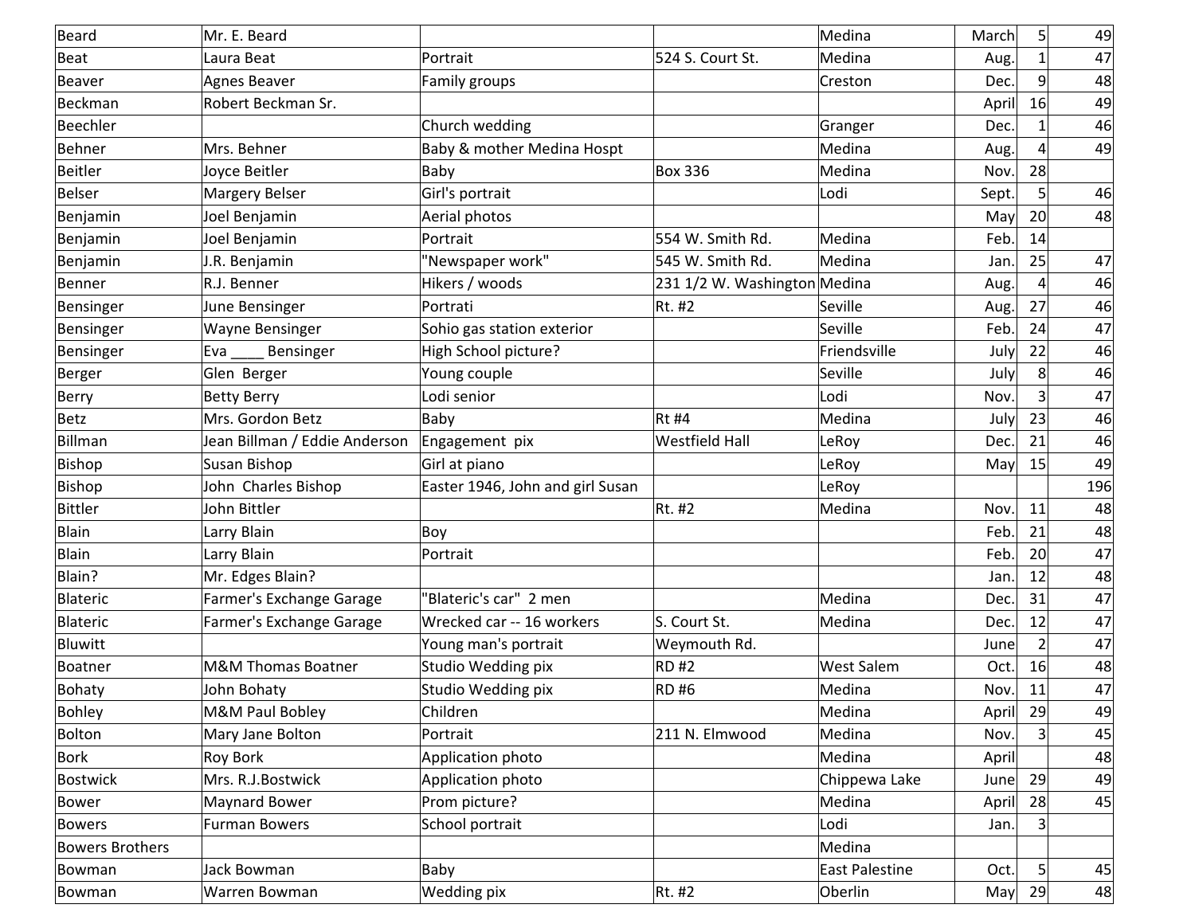| Beard | Mr. E. Beard | | | Medina | March | 5 | 49 |
|---|---|---|---|---|---|---|---|
| Beat | Laura Beat | Portrait | 524 S. Court St. | Medina | Aug. | 1 | 47 |
| Beaver | Agnes Beaver | Family groups | | Creston | Dec. | 9 | 48 |
| Beckman | Robert Beckman Sr. | | | | April | 16 | 49 |
| Beechler | | Church wedding | | Granger | Dec. | 1 | 46 |
| Behner | Mrs. Behner | Baby & mother Medina Hospt | | Medina | Aug. | 4 | 49 |
| Beitler | Joyce Beitler | Baby | Box 336 | Medina | Nov. | 28 | |
| Belser | Margery Belser | Girl's portrait | | Lodi | Sept. | 5 | 46 |
| Benjamin | Joel Benjamin | Aerial photos | | | May | 20 | 48 |
| Benjamin | Joel Benjamin | Portrait | 554 W. Smith Rd. | Medina | Feb. | 14 | |
| Benjamin | J.R. Benjamin | "Newspaper work" | 545 W. Smith Rd. | Medina | Jan. | 25 | 47 |
| Benner | R.J. Benner | Hikers / woods | 231 1/2 W. Washington | Medina | Aug. | 4 | 46 |
| Bensinger | June Bensinger | Portrati | Rt. #2 | Seville | Aug. | 27 | 46 |
| Bensinger | Wayne Bensinger | Sohio gas station exterior | | Seville | Feb. | 24 | 47 |
| Bensinger | Eva ____ Bensinger | High School picture? | | Friendsville | July | 22 | 46 |
| Berger | Glen Berger | Young couple | | Seville | July | 8 | 46 |
| Berry | Betty Berry | Lodi senior | | Lodi | Nov. | 3 | 47 |
| Betz | Mrs. Gordon Betz | Baby | Rt #4 | Medina | July | 23 | 46 |
| Billman | Jean Billman / Eddie Anderson | Engagement pix | Westfield Hall | LeRoy | Dec. | 21 | 46 |
| Bishop | Susan Bishop | Girl at piano | | LeRoy | May | 15 | 49 |
| Bishop | John Charles Bishop | Easter 1946, John and girl Susan | | LeRoy | | | 196 |
| Bittler | John Bittler | | Rt. #2 | Medina | Nov. | 11 | 48 |
| Blain | Larry Blain | Boy | | | Feb. | 21 | 48 |
| Blain | Larry Blain | Portrait | | | Feb. | 20 | 47 |
| Blain? | Mr. Edges Blain? | | | | Jan. | 12 | 48 |
| Blateric | Farmer's Exchange Garage | "Blateric's car" 2 men | | Medina | Dec. | 31 | 47 |
| Blateric | Farmer's Exchange Garage | Wrecked car -- 16 workers | S. Court St. | Medina | Dec. | 12 | 47 |
| Bluwitt | | Young man's portrait | Weymouth Rd. | | June | 2 | 47 |
| Boatner | M&M Thomas Boatner | Studio Wedding pix | RD #2 | West Salem | Oct. | 16 | 48 |
| Bohaty | John Bohaty | Studio Wedding pix | RD #6 | Medina | Nov. | 11 | 47 |
| Bohley | M&M Paul Bobley | Children | | Medina | April | 29 | 49 |
| Bolton | Mary Jane Bolton | Portrait | 211 N. Elmwood | Medina | Nov. | 3 | 45 |
| Bork | Roy Bork | Application photo | | Medina | April | | 48 |
| Bostwick | Mrs. R.J.Bostwick | Application photo | | Chippewa Lake | June | 29 | 49 |
| Bower | Maynard Bower | Prom picture? | | Medina | April | 28 | 45 |
| Bowers | Furman Bowers | School portrait | | Lodi | Jan. | 3 | |
| Bowers Brothers | | | | Medina | | | |
| Bowman | Jack Bowman | Baby | | East Palestine | Oct. | 5 | 45 |
| Bowman | Warren Bowman | Wedding pix | Rt. #2 | Oberlin | May | 29 | 48 |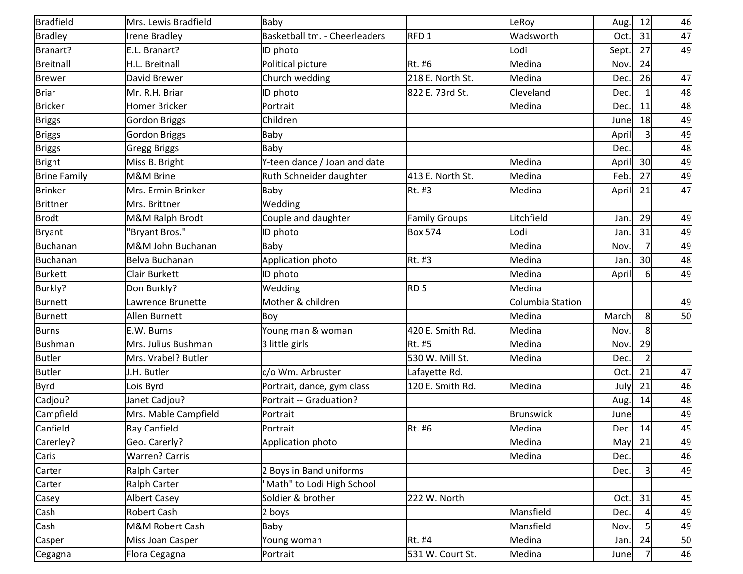| Bradfield | Mrs. Lewis Bradfield | Baby | | LeRoy | Aug. | 12 | 46 |
|---|---|---|---|---|---|---|---|
| Bradley | Irene Bradley | Basketball tm. - Cheerleaders | RFD 1 | Wadsworth | Oct. | 31 | 47 |
| Branart? | E.L. Branart? | ID photo | | Lodi | Sept. | 27 | 49 |
| Breitnall | H.L. Breitnall | Political picture | Rt. #6 | Medina | Nov. | 24 | |
| Brewer | David Brewer | Church wedding | 218 E. North St. | Medina | Dec. | 26 | 47 |
| Briar | Mr. R.H. Briar | ID photo | 822 E. 73rd St. | Cleveland | Dec. | 1 | 48 |
| Bricker | Homer Bricker | Portrait | | Medina | Dec. | 11 | 48 |
| Briggs | Gordon Briggs | Children | | | June | 18 | 49 |
| Briggs | Gordon Briggs | Baby | | | April | 3 | 49 |
| Briggs | Gregg Briggs | Baby | | | Dec. | | 48 |
| Bright | Miss B. Bright | Y-teen dance / Joan and date | | Medina | April | 30 | 49 |
| Brine Family | M&M Brine | Ruth Schneider daughter | 413 E. North St. | Medina | Feb. | 27 | 49 |
| Brinker | Mrs. Ermin Brinker | Baby | Rt. #3 | Medina | April | 21 | 47 |
| Brittner | Mrs. Brittner | Wedding | | | | | |
| Brodt | M&M Ralph Brodt | Couple and daughter | Family Groups | Litchfield | Jan. | 29 | 49 |
| Bryant | "Bryant Bros." | ID photo | Box 574 | Lodi | Jan. | 31 | 49 |
| Buchanan | M&M John Buchanan | Baby | | Medina | Nov. | 7 | 49 |
| Buchanan | Belva Buchanan | Application photo | Rt. #3 | Medina | Jan. | 30 | 48 |
| Burkett | Clair Burkett | ID photo | | Medina | April | 6 | 49 |
| Burkly? | Don Burkly? | Wedding | RD 5 | Medina | | | |
| Burnett | Lawrence Brunette | Mother & children | | Columbia Station | | | 49 |
| Burnett | Allen Burnett | Boy | | Medina | March | 8 | 50 |
| Burns | E.W. Burns | Young man & woman | 420 E. Smith Rd. | Medina | Nov. | 8 | |
| Bushman | Mrs. Julius Bushman | 3 little girls | Rt. #5 | Medina | Nov. | 29 | |
| Butler | Mrs. Vrabel? Butler | | 530 W. Mill St. | Medina | Dec. | 2 | |
| Butler | J.H. Butler | c/o Wm. Arbruster | Lafayette Rd. | | Oct. | 21 | 47 |
| Byrd | Lois Byrd | Portrait, dance, gym class | 120 E. Smith Rd. | Medina | July | 21 | 46 |
| Cadjou? | Janet Cadjou? | Portrait -- Graduation? | | | Aug. | 14 | 48 |
| Campfield | Mrs. Mable Campfield | Portrait | | Brunswick | June | | 49 |
| Canfield | Ray Canfield | Portrait | Rt. #6 | Medina | Dec. | 14 | 45 |
| Carerley? | Geo. Carerly? | Application photo | | Medina | May | 21 | 49 |
| Caris | Warren? Carris | | | Medina | Dec. | | 46 |
| Carter | Ralph Carter | 2 Boys in Band uniforms | | | Dec. | 3 | 49 |
| Carter | Ralph Carter | "Math" to Lodi High School | | | | | |
| Casey | Albert Casey | Soldier & brother | 222 W. North | | Oct. | 31 | 45 |
| Cash | Robert Cash | 2 boys | | Mansfield | Dec. | 4 | 49 |
| Cash | M&M Robert Cash | Baby | | Mansfield | Nov. | 5 | 49 |
| Casper | Miss Joan Casper | Young woman | Rt. #4 | Medina | Jan. | 24 | 50 |
| Cegagna | Flora Cegagna | Portrait | 531 W. Court St. | Medina | June | 7 | 46 |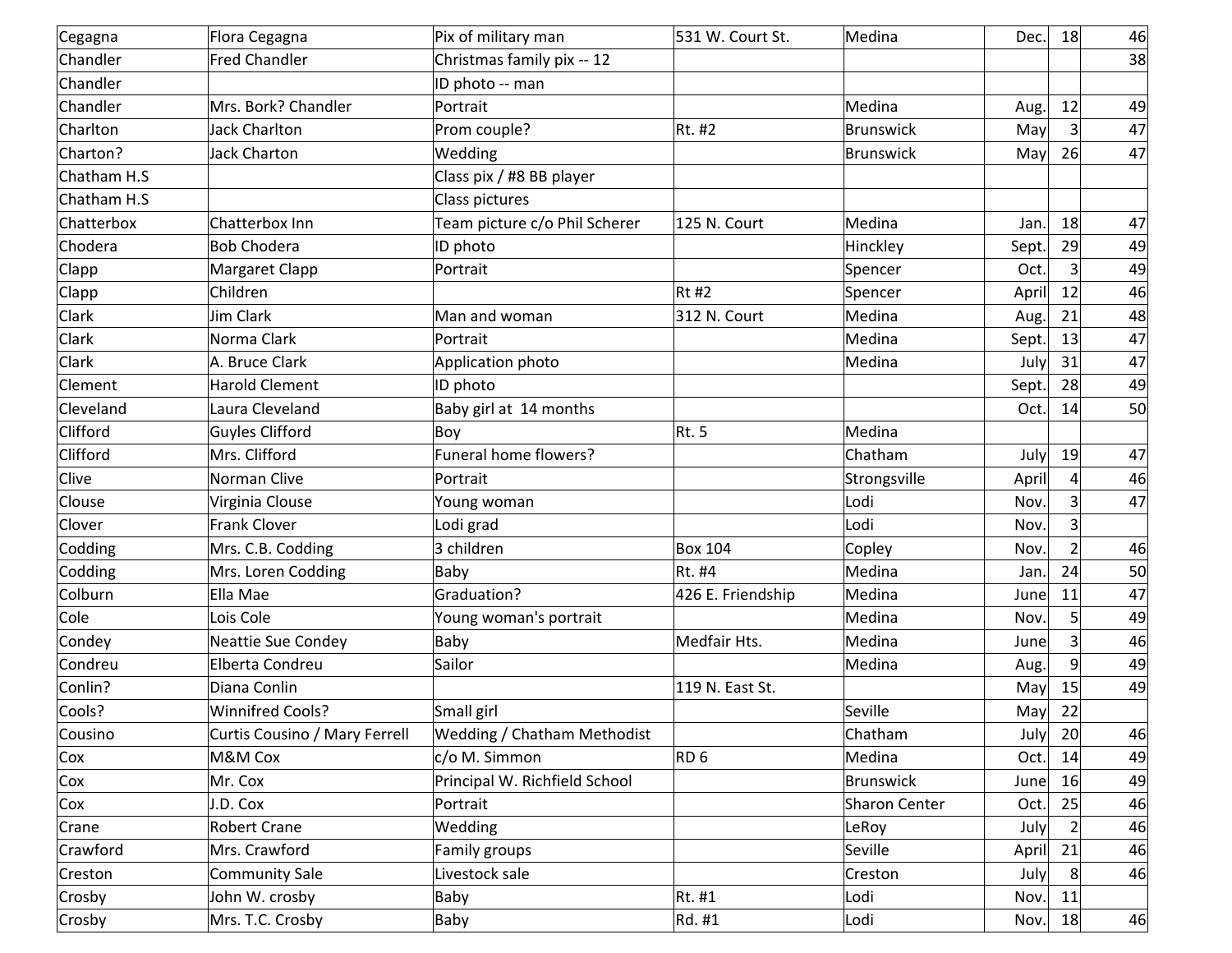| Cegagna | Flora Cegagna | Pix of military man | 531 W. Court St. | Medina | Dec. | 18 | 46 |
|---|---|---|---|---|---|---|---|
| Chandler | Fred Chandler | Christmas family pix -- 12 | | | | | 38 |
| Chandler | | ID photo -- man | | | | | |
| Chandler | Mrs. Bork? Chandler | Portrait | | Medina | Aug. | 12 | 49 |
| Charlton | Jack Charlton | Prom couple? | Rt. #2 | Brunswick | May | 3 | 47 |
| Charton? | Jack Charton | Wedding | | Brunswick | May | 26 | 47 |
| Chatham H.S | | Class pix / #8 BB player | | | | | |
| Chatham H.S | | Class pictures | | | | | |
| Chatterbox | Chatterbox Inn | Team picture c/o Phil Scherer | 125 N. Court | Medina | Jan. | 18 | 47 |
| Chodera | Bob Chodera | ID photo | | Hinckley | Sept. | 29 | 49 |
| Clapp | Margaret Clapp | Portrait | | Spencer | Oct. | 3 | 49 |
| Clapp | Children | | Rt #2 | Spencer | April | 12 | 46 |
| Clark | Jim Clark | Man and woman | 312 N. Court | Medina | Aug. | 21 | 48 |
| Clark | Norma Clark | Portrait | | Medina | Sept. | 13 | 47 |
| Clark | A. Bruce Clark | Application photo | | Medina | July | 31 | 47 |
| Clement | Harold Clement | ID photo | | | Sept. | 28 | 49 |
| Cleveland | Laura Cleveland | Baby girl at 14 months | | | Oct. | 14 | 50 |
| Clifford | Guyles Clifford | Boy | Rt. 5 | Medina | | | |
| Clifford | Mrs. Clifford | Funeral home flowers? | | Chatham | July | 19 | 47 |
| Clive | Norman Clive | Portrait | | Strongsville | April | 4 | 46 |
| Clouse | Virginia Clouse | Young woman | | Lodi | Nov. | 3 | 47 |
| Clover | Frank Clover | Lodi grad | | Lodi | Nov. | 3 | |
| Codding | Mrs. C.B. Codding | 3 children | Box 104 | Copley | Nov. | 2 | 46 |
| Codding | Mrs. Loren Codding | Baby | Rt. #4 | Medina | Jan. | 24 | 50 |
| Colburn | Ella Mae | Graduation? | 426 E. Friendship | Medina | June | 11 | 47 |
| Cole | Lois Cole | Young woman's portrait | | Medina | Nov. | 5 | 49 |
| Condey | Neattie Sue Condey | Baby | Medfair Hts. | Medina | June | 3 | 46 |
| Condreu | Elberta Condreu | Sailor | | Medina | Aug. | 9 | 49 |
| Conlin? | Diana Conlin | | 119 N. East St. | | May | 15 | 49 |
| Cools? | Winnifred Cools? | Small girl | | Seville | May | 22 | |
| Cousino | Curtis Cousino / Mary Ferrell | Wedding / Chatham Methodist | | Chatham | July | 20 | 46 |
| Cox | M&M Cox | c/o M. Simmon | RD 6 | Medina | Oct. | 14 | 49 |
| Cox | Mr. Cox | Principal W. Richfield School | | Brunswick | June | 16 | 49 |
| Cox | J.D. Cox | Portrait | | Sharon Center | Oct. | 25 | 46 |
| Crane | Robert Crane | Wedding | | LeRoy | July | 2 | 46 |
| Crawford | Mrs. Crawford | Family groups | | Seville | April | 21 | 46 |
| Creston | Community Sale | Livestock sale | | Creston | July | 8 | 46 |
| Crosby | John W. crosby | Baby | Rt. #1 | Lodi | Nov. | 11 | |
| Crosby | Mrs. T.C. Crosby | Baby | Rd. #1 | Lodi | Nov. | 18 | 46 |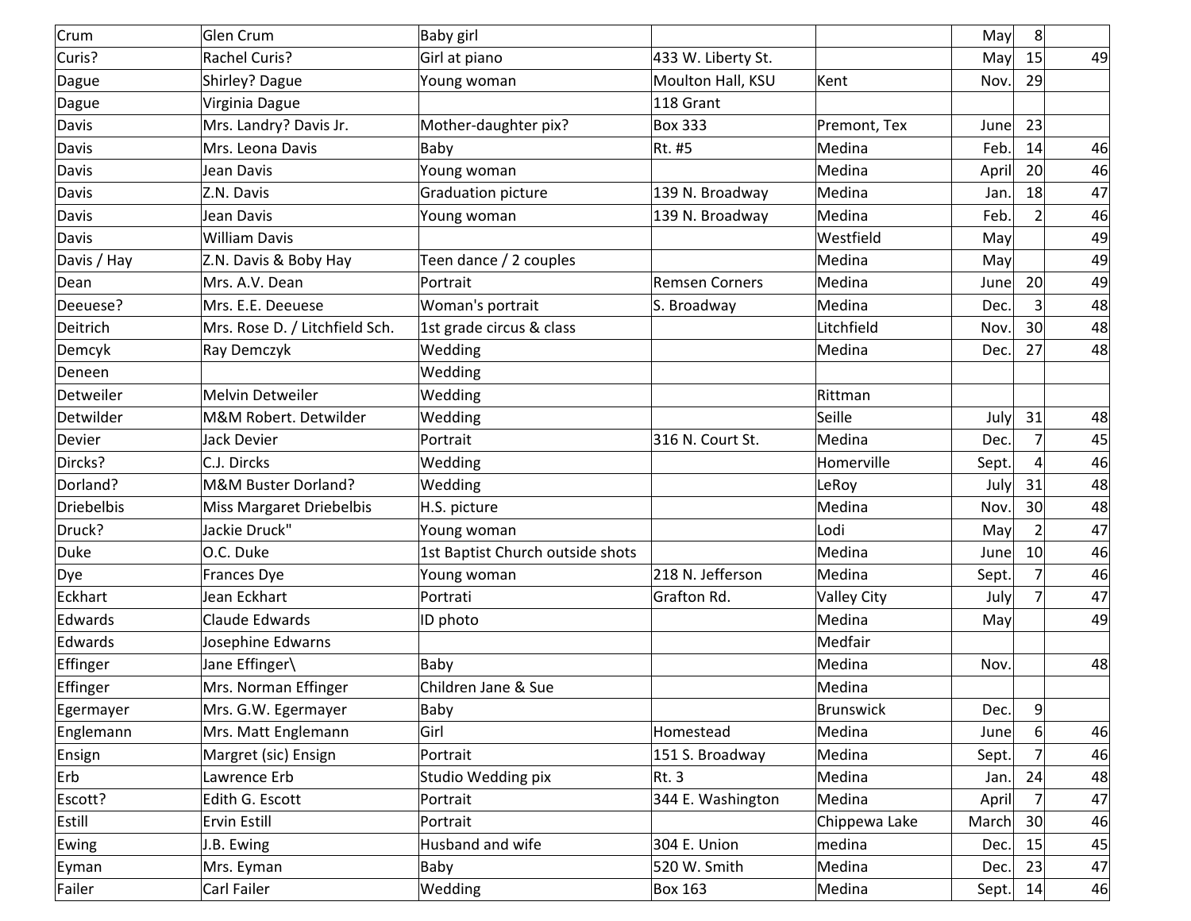| | | | | | | | |
|---|---|---|---|---|---|---|---|
| Crum | Glen Crum | Baby girl | | | May | 8 | |
| Curis? | Rachel Curis? | Girl at piano | 433 W. Liberty St. | | May | 15 | 49 |
| Dague | Shirley? Dague | Young woman | Moulton Hall, KSU | Kent | Nov. | 29 | |
| Dague | Virginia Dague | | 118 Grant | | | | |
| Davis | Mrs. Landry? Davis Jr. | Mother-daughter pix? | Box 333 | Premont, Tex | June | 23 | |
| Davis | Mrs. Leona Davis | Baby | Rt. #5 | Medina | Feb. | 14 | 46 |
| Davis | Jean Davis | Young woman | | Medina | April | 20 | 46 |
| Davis | Z.N. Davis | Graduation picture | 139 N. Broadway | Medina | Jan. | 18 | 47 |
| Davis | Jean Davis | Young woman | 139 N. Broadway | Medina | Feb. | 2 | 46 |
| Davis | William Davis | | | Westfield | May | | 49 |
| Davis / Hay | Z.N. Davis & Boby Hay | Teen dance / 2 couples | | Medina | May | | 49 |
| Dean | Mrs. A.V. Dean | Portrait | Remsen Corners | Medina | June | 20 | 49 |
| Deeuese? | Mrs. E.E. Deeuese | Woman's portrait | S. Broadway | Medina | Dec. | 3 | 48 |
| Deitrich | Mrs. Rose D. / Litchfield Sch. | 1st grade circus & class | | Litchfield | Nov. | 30 | 48 |
| Demcyk | Ray Demczyk | Wedding | | Medina | Dec. | 27 | 48 |
| Deneen | | Wedding | | | | | |
| Detweiler | Melvin Detweiler | Wedding | | Rittman | | | |
| Detwilder | M&M Robert. Detwilder | Wedding | | Seille | July | 31 | 48 |
| Devier | Jack Devier | Portrait | 316 N. Court St. | Medina | Dec. | 7 | 45 |
| Dircks? | C.J. Dircks | Wedding | | Homerville | Sept. | 4 | 46 |
| Dorland? | M&M Buster Dorland? | Wedding | | LeRoy | July | 31 | 48 |
| Driebelbis | Miss Margaret Driebelbis | H.S. picture | | Medina | Nov. | 30 | 48 |
| Druck? | Jackie Druck" | Young woman | | Lodi | May | 2 | 47 |
| Duke | O.C. Duke | 1st Baptist Church outside shots | | Medina | June | 10 | 46 |
| Dye | Frances Dye | Young woman | 218 N. Jefferson | Medina | Sept. | 7 | 46 |
| Eckhart | Jean Eckhart | Portrati | Grafton Rd. | Valley City | July | 7 | 47 |
| Edwards | Claude Edwards | ID photo | | Medina | May | | 49 |
| Edwards | Josephine Edwarns | | | Medfair | | | |
| Effinger | Jane Effinger\ | Baby | | Medina | Nov. | | 48 |
| Effinger | Mrs. Norman Effinger | Children Jane & Sue | | Medina | | | |
| Egermayer | Mrs. G.W. Egermayer | Baby | | Brunswick | Dec. | 9 | |
| Englemann | Mrs. Matt Englemann | Girl | Homestead | Medina | June | 6 | 46 |
| Ensign | Margret (sic) Ensign | Portrait | 151 S. Broadway | Medina | Sept. | 7 | 46 |
| Erb | Lawrence Erb | Studio Wedding pix | Rt. 3 | Medina | Jan. | 24 | 48 |
| Escott? | Edith G. Escott | Portrait | 344 E. Washington | Medina | April | 7 | 47 |
| Estill | Ervin Estill | Portrait | | Chippewa Lake | March | 30 | 46 |
| Ewing | J.B. Ewing | Husband and wife | 304 E. Union | medina | Dec. | 15 | 45 |
| Eyman | Mrs. Eyman | Baby | 520 W. Smith | Medina | Dec. | 23 | 47 |
| Failer | Carl Failer | Wedding | Box 163 | Medina | Sept. | 14 | 46 |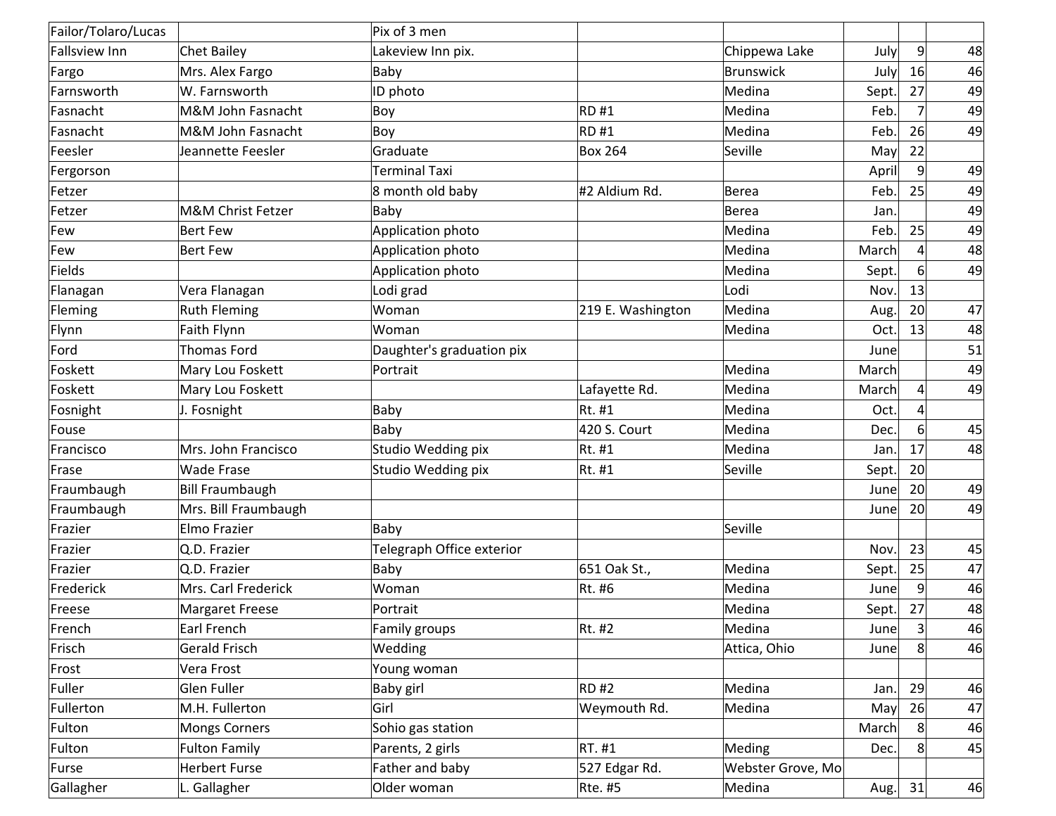| Failor/Tolaro/Lucas | | Pix of 3 men | | | | | |
|---|---|---|---|---|---|---|---|
| Fallsview Inn | Chet Bailey | Lakeview Inn pix. | | Chippewa Lake | July | 9 | 48 |
| Fargo | Mrs. Alex Fargo | Baby | | Brunswick | July | 16 | 46 |
| Farnsworth | W. Farnsworth | ID photo | | Medina | Sept. | 27 | 49 |
| Fasnacht | M&M John Fasnacht | Boy | RD #1 | Medina | Feb. | 7 | 49 |
| Fasnacht | M&M John Fasnacht | Boy | RD #1 | Medina | Feb. | 26 | 49 |
| Feesler | Jeannette Feesler | Graduate | Box 264 | Seville | May | 22 | |
| Fergorson | | Terminal Taxi | | | April | 9 | 49 |
| Fetzer | | 8 month old baby | #2 Aldium Rd. | Berea | Feb. | 25 | 49 |
| Fetzer | M&M Christ Fetzer | Baby | | Berea | Jan. | | 49 |
| Few | Bert Few | Application photo | | Medina | Feb. | 25 | 49 |
| Few | Bert Few | Application photo | | Medina | March | 4 | 48 |
| Fields | | Application photo | | Medina | Sept. | 6 | 49 |
| Flanagan | Vera Flanagan | Lodi grad | | Lodi | Nov. | 13 | |
| Fleming | Ruth Fleming | Woman | 219 E. Washington | Medina | Aug. | 20 | 47 |
| Flynn | Faith Flynn | Woman | | Medina | Oct. | 13 | 48 |
| Ford | Thomas Ford | Daughter's graduation pix | | | June | | 51 |
| Foskett | Mary Lou Foskett | Portrait | | Medina | March | | 49 |
| Foskett | Mary Lou Foskett | | Lafayette Rd. | Medina | March | 4 | 49 |
| Fosnight | J. Fosnight | Baby | Rt. #1 | Medina | Oct. | 4 | |
| Fouse | | Baby | 420 S. Court | Medina | Dec. | 6 | 45 |
| Francisco | Mrs. John Francisco | Studio Wedding pix | Rt. #1 | Medina | Jan. | 17 | 48 |
| Frase | Wade Frase | Studio Wedding pix | Rt. #1 | Seville | Sept. | 20 | |
| Fraumbaugh | Bill Fraumbaugh | | | | June | 20 | 49 |
| Fraumbaugh | Mrs. Bill Fraumbaugh | | | | June | 20 | 49 |
| Frazier | Elmo Frazier | Baby | | Seville | | | |
| Frazier | Q.D. Frazier | Telegraph Office exterior | | | Nov. | 23 | 45 |
| Frazier | Q.D. Frazier | Baby | 651 Oak St., | Medina | Sept. | 25 | 47 |
| Frederick | Mrs. Carl Frederick | Woman | Rt. #6 | Medina | June | 9 | 46 |
| Freese | Margaret Freese | Portrait | | Medina | Sept. | 27 | 48 |
| French | Earl French | Family groups | Rt. #2 | Medina | June | 3 | 46 |
| Frisch | Gerald Frisch | Wedding | | Attica, Ohio | June | 8 | 46 |
| Frost | Vera Frost | Young woman | | | | | |
| Fuller | Glen Fuller | Baby girl | RD #2 | Medina | Jan. | 29 | 46 |
| Fullerton | M.H. Fullerton | Girl | Weymouth Rd. | Medina | May | 26 | 47 |
| Fulton | Mongs Corners | Sohio gas station | | | March | 8 | 46 |
| Fulton | Fulton Family | Parents, 2 girls | RT. #1 | Meding | Dec. | 8 | 45 |
| Furse | Herbert Furse | Father and baby | 527 Edgar Rd. | Webster Grove, Mo | | | |
| Gallagher | L. Gallagher | Older woman | Rte. #5 | Medina | Aug. | 31 | 46 |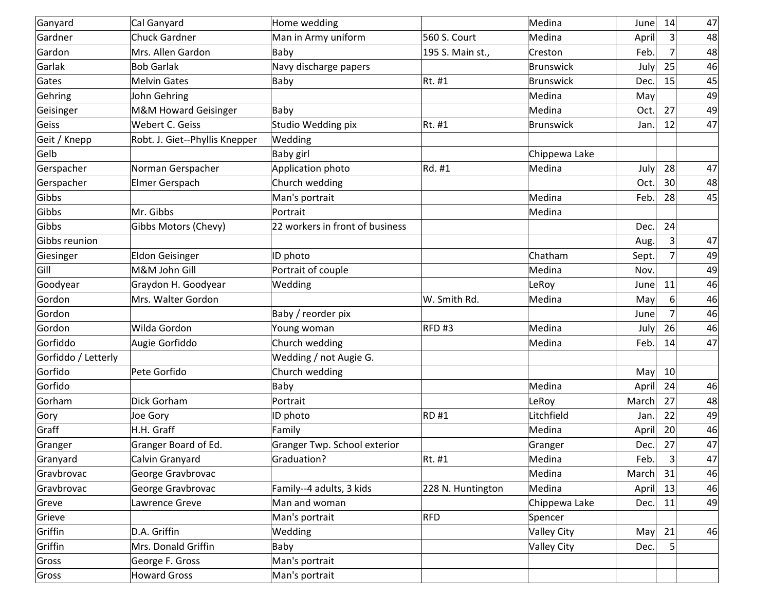| Ganyard | Cal Ganyard | Home wedding | | Medina | June | 14 | 47 |
|---|---|---|---|---|---|---|---|
| Gardner | Chuck Gardner | Man in Army uniform | 560 S. Court | Medina | April | 3 | 48 |
| Gardon | Mrs. Allen Gardon | Baby | 195 S. Main st., | Creston | Feb. | 7 | 48 |
| Garlak | Bob Garlak | Navy discharge papers | | Brunswick | July | 25 | 46 |
| Gates | Melvin Gates | Baby | Rt. #1 | Brunswick | Dec. | 15 | 45 |
| Gehring | John Gehring | | | Medina | May | | 49 |
| Geisinger | M&M Howard Geisinger | Baby | | Medina | Oct. | 27 | 49 |
| Geiss | Webert C. Geiss | Studio Wedding pix | Rt. #1 | Brunswick | Jan. | 12 | 47 |
| Geit / Knepp | Robt. J. Giet--Phyllis Knepper | Wedding | | | | | |
| Gelb | | Baby girl | | Chippewa Lake | | | |
| Gerspacher | Norman Gerspacher | Application photo | Rd. #1 | Medina | July | 28 | 47 |
| Gerspacher | Elmer Gerspach | Church wedding | | | Oct. | 30 | 48 |
| Gibbs | | Man's portrait | | Medina | Feb. | 28 | 45 |
| Gibbs | Mr. Gibbs | Portrait | | Medina | | | |
| Gibbs | Gibbs Motors (Chevy) | 22 workers in front of business | | | Dec. | 24 | |
| Gibbs reunion | | | | | Aug. | 3 | 47 |
| Giesinger | Eldon Geisinger | ID photo | | Chatham | Sept. | 7 | 49 |
| Gill | M&M John Gill | Portrait of couple | | Medina | Nov. | | 49 |
| Goodyear | Graydon H. Goodyear | Wedding | | LeRoy | June | 11 | 46 |
| Gordon | Mrs. Walter Gordon | | W. Smith Rd. | Medina | May | 6 | 46 |
| Gordon | | Baby / reorder pix | | | June | 7 | 46 |
| Gordon | Wilda Gordon | Young woman | RFD #3 | Medina | July | 26 | 46 |
| Gorfiddo | Augie Gorfiddo | Church wedding | | Medina | Feb. | 14 | 47 |
| Gorfiddo / Letterly | | Wedding / not Augie G. | | | | | |
| Gorfido | Pete Gorfido | Church wedding | | | May | 10 | |
| Gorfido | | Baby | | Medina | April | 24 | 46 |
| Gorham | Dick Gorham | Portrait | | LeRoy | March | 27 | 48 |
| Gory | Joe Gory | ID photo | RD #1 | Litchfield | Jan. | 22 | 49 |
| Graff | H.H. Graff | Family | | Medina | April | 20 | 46 |
| Granger | Granger Board of Ed. | Granger Twp. School exterior | | Granger | Dec. | 27 | 47 |
| Granyard | Calvin Granyard | Graduation? | Rt. #1 | Medina | Feb. | 3 | 47 |
| Gravbrovac | George Gravbrovac | | | Medina | March | 31 | 46 |
| Gravbrovac | George Gravbrovac | Family--4 adults, 3 kids | 228 N. Huntington | Medina | April | 13 | 46 |
| Greve | Lawrence Greve | Man and woman | | Chippewa Lake | Dec. | 11 | 49 |
| Grieve | | Man's portrait | RFD | Spencer | | | |
| Griffin | D.A. Griffin | Wedding | | Valley City | May | 21 | 46 |
| Griffin | Mrs. Donald Griffin | Baby | | Valley City | Dec. | 5 | |
| Gross | George F. Gross | Man's portrait | | | | | |
| Gross | Howard Gross | Man's portrait | | | | | |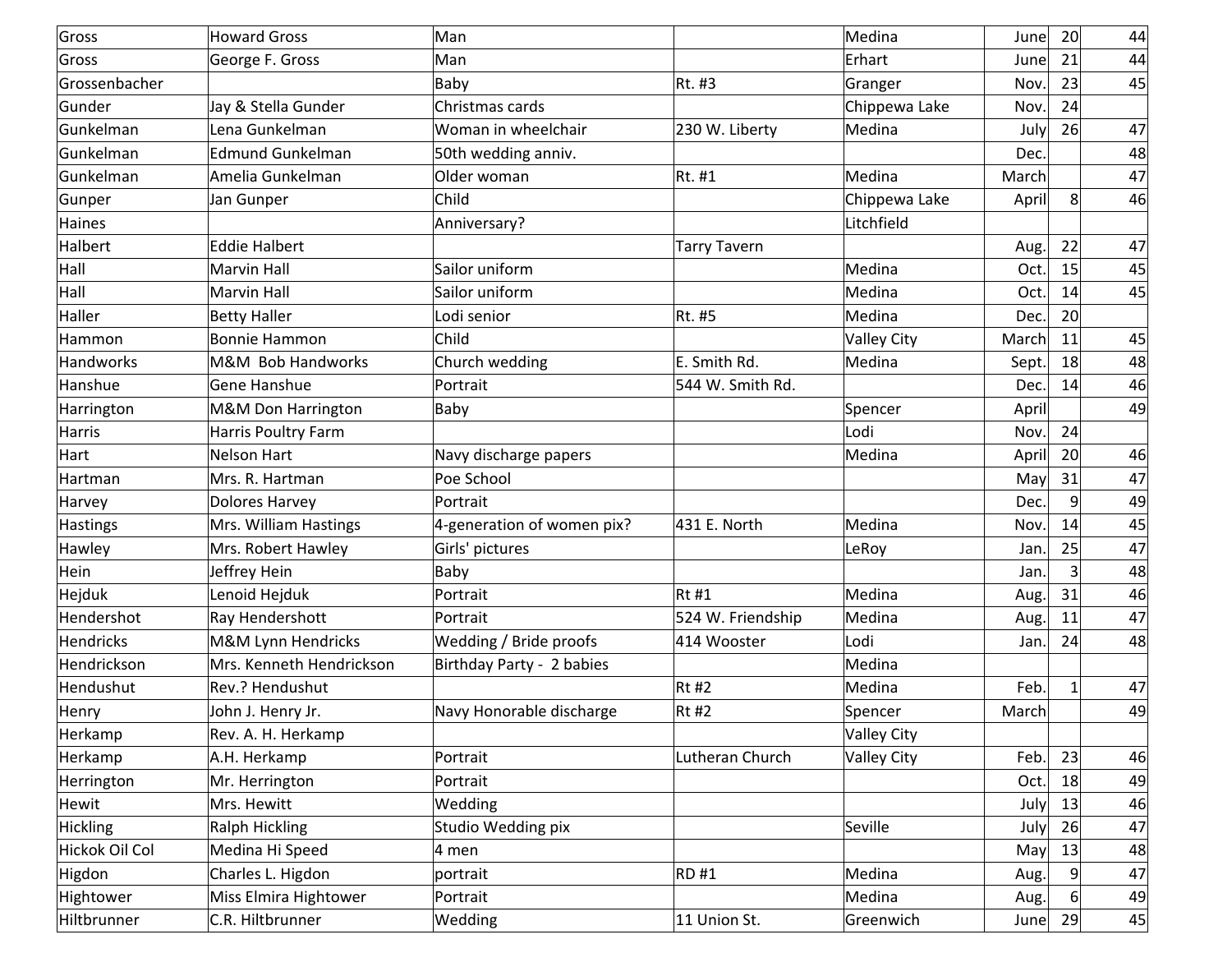| | | | | | | | |
|---|---|---|---|---|---|---|---|
| Gross | Howard Gross | Man | | Medina | June | 20 | 44 |
| Gross | George F. Gross | Man | | Erhart | June | 21 | 44 |
| Grossenbacher | | Baby | Rt. #3 | Granger | Nov. | 23 | 45 |
| Gunder | Jay & Stella Gunder | Christmas cards | | Chippewa Lake | Nov. | 24 | |
| Gunkelman | Lena Gunkelman | Woman in wheelchair | 230 W. Liberty | Medina | July | 26 | 47 |
| Gunkelman | Edmund Gunkelman | 50th wedding anniv. | | | Dec. | | 48 |
| Gunkelman | Amelia Gunkelman | Older woman | Rt. #1 | Medina | March | | 47 |
| Gunper | Jan Gunper | Child | | Chippewa Lake | April | 8 | 46 |
| Haines | | Anniversary? | | Litchfield | | | |
| Halbert | Eddie Halbert | | Tarry Tavern | | Aug. | 22 | 47 |
| Hall | Marvin Hall | Sailor uniform | | Medina | Oct. | 15 | 45 |
| Hall | Marvin Hall | Sailor uniform | | Medina | Oct. | 14 | 45 |
| Haller | Betty Haller | Lodi senior | Rt. #5 | Medina | Dec. | 20 | |
| Hammon | Bonnie Hammon | Child | | Valley City | March | 11 | 45 |
| Handworks | M&M Bob Handworks | Church wedding | E. Smith Rd. | Medina | Sept. | 18 | 48 |
| Hanshue | Gene Hanshue | Portrait | 544 W. Smith Rd. | | Dec. | 14 | 46 |
| Harrington | M&M Don Harrington | Baby | | Spencer | April | | 49 |
| Harris | Harris Poultry Farm | | | Lodi | Nov. | 24 | |
| Hart | Nelson Hart | Navy discharge papers | | Medina | April | 20 | 46 |
| Hartman | Mrs. R. Hartman | Poe School | | | May | 31 | 47 |
| Harvey | Dolores Harvey | Portrait | | | Dec. | 9 | 49 |
| Hastings | Mrs. William Hastings | 4-generation of women pix? | 431 E. North | Medina | Nov. | 14 | 45 |
| Hawley | Mrs. Robert Hawley | Girls' pictures | | LeRoy | Jan. | 25 | 47 |
| Hein | Jeffrey Hein | Baby | | | Jan. | 3 | 48 |
| Hejduk | Lenoid Hejduk | Portrait | Rt #1 | Medina | Aug. | 31 | 46 |
| Hendershot | Ray Hendershott | Portrait | 524 W. Friendship | Medina | Aug. | 11 | 47 |
| Hendricks | M&M Lynn Hendricks | Wedding / Bride proofs | 414 Wooster | Lodi | Jan. | 24 | 48 |
| Hendrickson | Mrs. Kenneth Hendrickson | Birthday Party - 2 babies | | Medina | | | |
| Hendushut | Rev.? Hendushut | | Rt #2 | Medina | Feb. | 1 | 47 |
| Henry | John J. Henry Jr. | Navy Honorable discharge | Rt #2 | Spencer | March | | 49 |
| Herkamp | Rev. A. H. Herkamp | | | Valley City | | | |
| Herkamp | A.H. Herkamp | Portrait | Lutheran Church | Valley City | Feb. | 23 | 46 |
| Herrington | Mr. Herrington | Portrait | | | Oct. | 18 | 49 |
| Hewit | Mrs. Hewitt | Wedding | | | July | 13 | 46 |
| Hickling | Ralph Hickling | Studio Wedding pix | | Seville | July | 26 | 47 |
| Hickok Oil Col | Medina Hi Speed | 4 men | | | May | 13 | 48 |
| Higdon | Charles L. Higdon | portrait | RD #1 | Medina | Aug. | 9 | 47 |
| Hightower | Miss Elmira Hightower | Portrait | | Medina | Aug. | 6 | 49 |
| Hiltbrunner | C.R. Hiltbrunner | Wedding | 11 Union St. | Greenwich | June | 29 | 45 |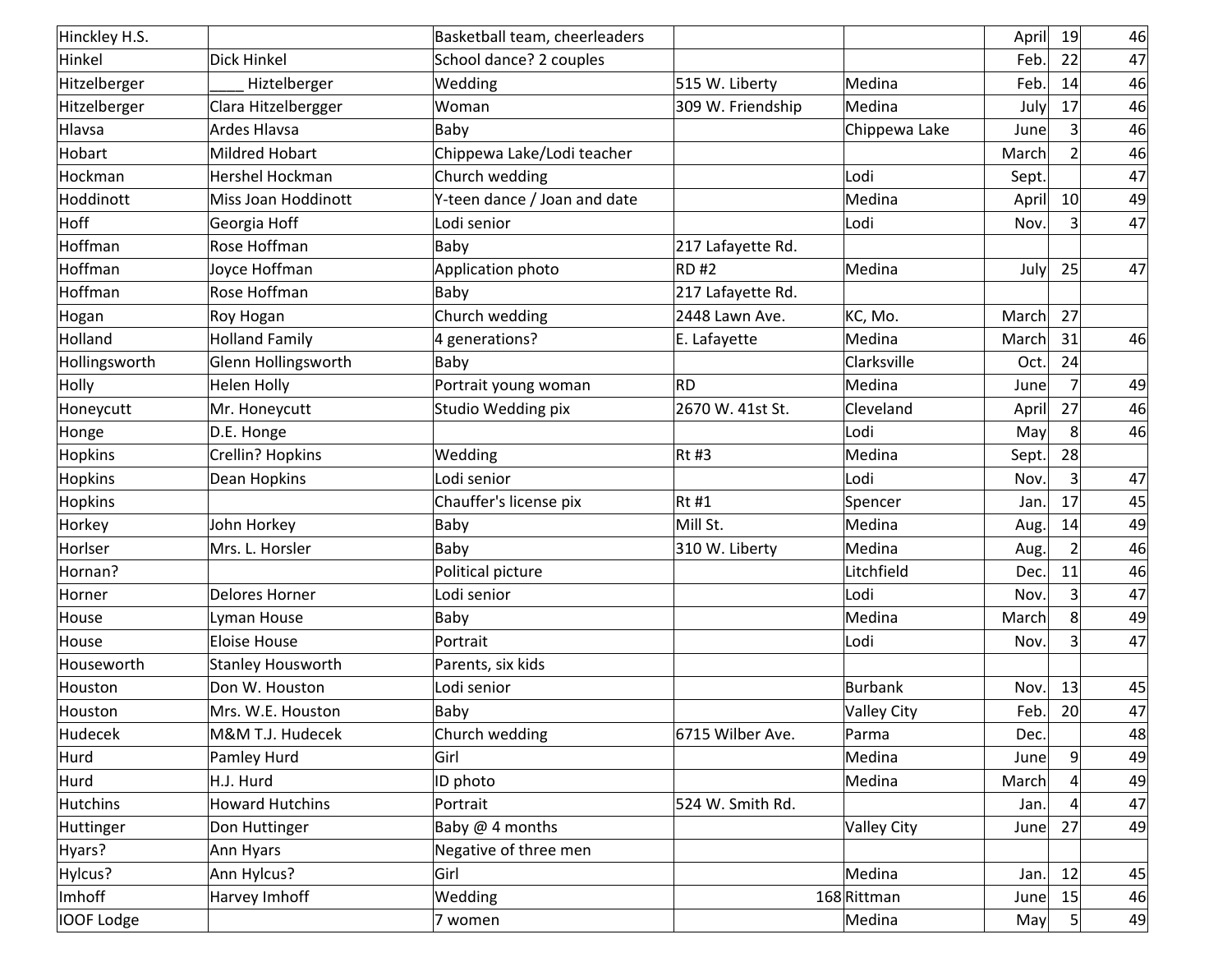| Hinckley H.S. | | Basketball team, cheerleaders | | | April | 19 | 46 |
|---|---|---|---|---|---|---|---|
| Hinkel | Dick Hinkel | School dance? 2 couples | | | Feb. | 22 | 47 |
| Hitzelberger | ____ Hiztelberger | Wedding | 515 W. Liberty | Medina | Feb. | 14 | 46 |
| Hitzelberger | Clara Hitzelbergger | Woman | 309 W. Friendship | Medina | July | 17 | 46 |
| Hlavsa | Ardes Hlavsa | Baby | | Chippewa Lake | June | 3 | 46 |
| Hobart | Mildred Hobart | Chippewa Lake/Lodi teacher | | | March | 2 | 46 |
| Hockman | Hershel Hockman | Church wedding | | Lodi | Sept. | | 47 |
| Hoddinott | Miss Joan Hoddinott | Y-teen dance / Joan and date | | Medina | April | 10 | 49 |
| Hoff | Georgia Hoff | Lodi senior | | Lodi | Nov. | 3 | 47 |
| Hoffman | Rose Hoffman | Baby | 217 Lafayette Rd. | | | | |
| Hoffman | Joyce Hoffman | Application photo | RD #2 | Medina | July | 25 | 47 |
| Hoffman | Rose Hoffman | Baby | 217 Lafayette Rd. | | | | |
| Hogan | Roy Hogan | Church wedding | 2448 Lawn Ave. | KC, Mo. | March | 27 | |
| Holland | Holland Family | 4 generations? | E. Lafayette | Medina | March | 31 | 46 |
| Hollingsworth | Glenn Hollingsworth | Baby | | Clarksville | Oct. | 24 | |
| Holly | Helen Holly | Portrait young woman | RD | Medina | June | 7 | 49 |
| Honeycutt | Mr. Honeycutt | Studio Wedding pix | 2670 W. 41st St. | Cleveland | April | 27 | 46 |
| Honge | D.E. Honge | | | Lodi | May | 8 | 46 |
| Hopkins | Crellin? Hopkins | Wedding | Rt #3 | Medina | Sept. | 28 | |
| Hopkins | Dean Hopkins | Lodi senior | | Lodi | Nov. | 3 | 47 |
| Hopkins | | Chauffer's license pix | Rt #1 | Spencer | Jan. | 17 | 45 |
| Horkey | John Horkey | Baby | Mill St. | Medina | Aug. | 14 | 49 |
| Horlser | Mrs. L. Horsler | Baby | 310 W. Liberty | Medina | Aug. | 2 | 46 |
| Hornan? | | Political picture | | Litchfield | Dec. | 11 | 46 |
| Horner | Delores Horner | Lodi senior | | Lodi | Nov. | 3 | 47 |
| House | Lyman House | Baby | | Medina | March | 8 | 49 |
| House | Eloise House | Portrait | | Lodi | Nov. | 3 | 47 |
| Houseworth | Stanley Housworth | Parents, six kids | | | | | |
| Houston | Don W. Houston | Lodi senior | | Burbank | Nov. | 13 | 45 |
| Houston | Mrs. W.E. Houston | Baby | | Valley City | Feb. | 20 | 47 |
| Hudecek | M&M T.J. Hudecek | Church wedding | 6715 Wilber Ave. | Parma | Dec. | | 48 |
| Hurd | Pamley Hurd | Girl | | Medina | June | 9 | 49 |
| Hurd | H.J. Hurd | ID photo | | Medina | March | 4 | 49 |
| Hutchins | Howard Hutchins | Portrait | 524 W. Smith Rd. | | Jan. | 4 | 47 |
| Huttinger | Don Huttinger | Baby @ 4 months | | Valley City | June | 27 | 49 |
| Hyars? | Ann Hyars | Negative of three men | | | | | |
| Hylcus? | Ann Hylcus? | Girl | | Medina | Jan. | 12 | 45 |
| Imhoff | Harvey Imhoff | Wedding | 168 | Rittman | June | 15 | 46 |
| IOOF Lodge | | 7 women | | Medina | May | 5 | 49 |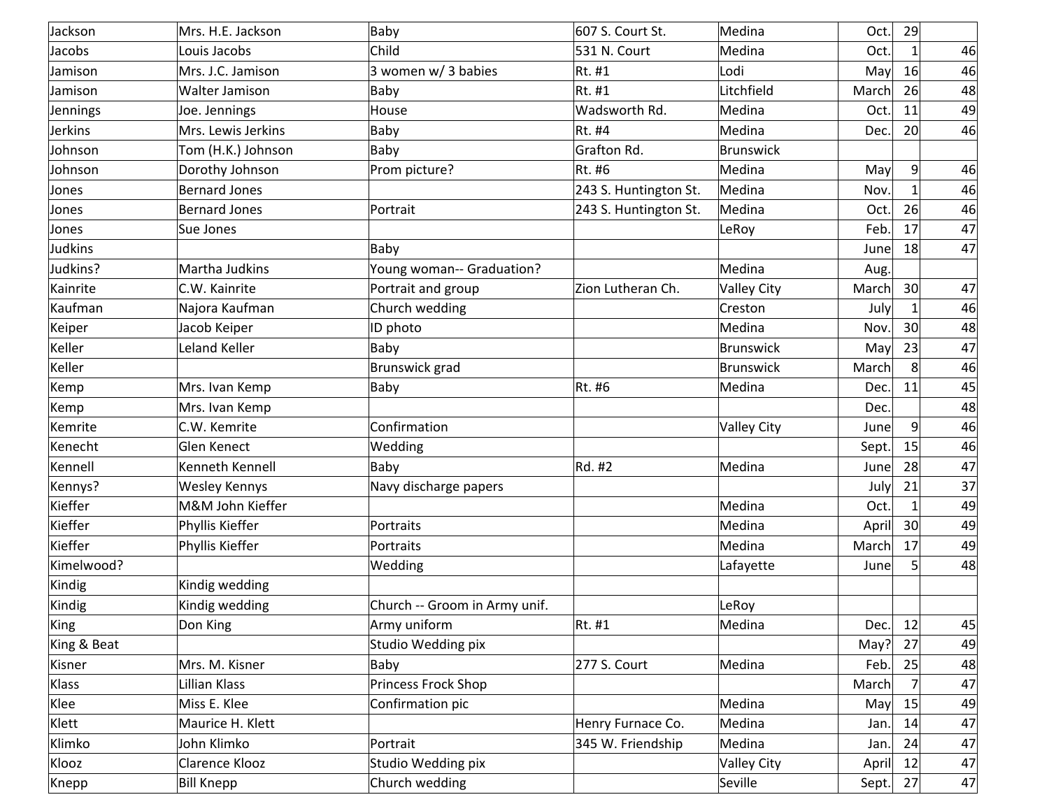| | | | | | | | |
|---|---|---|---|---|---|---|---|
| Jackson | Mrs. H.E. Jackson | Baby | 607 S. Court St. | Medina | Oct. | 29 | |
| Jacobs | Louis Jacobs | Child | 531 N. Court | Medina | Oct. | 1 | 46 |
| Jamison | Mrs. J.C. Jamison | 3 women w/ 3 babies | Rt. #1 | Lodi | May | 16 | 46 |
| Jamison | Walter Jamison | Baby | Rt. #1 | Litchfield | March | 26 | 48 |
| Jennings | Joe. Jennings | House | Wadsworth Rd. | Medina | Oct. | 11 | 49 |
| Jerkins | Mrs. Lewis Jerkins | Baby | Rt. #4 | Medina | Dec. | 20 | 46 |
| Johnson | Tom (H.K.) Johnson | Baby | Grafton Rd. | Brunswick | | | |
| Johnson | Dorothy Johnson | Prom picture? | Rt. #6 | Medina | May | 9 | 46 |
| Jones | Bernard Jones | | 243 S. Huntington St. | Medina | Nov. | 1 | 46 |
| Jones | Bernard Jones | Portrait | 243 S. Huntington St. | Medina | Oct. | 26 | 46 |
| Jones | Sue Jones | | | LeRoy | Feb. | 17 | 47 |
| Judkins | | Baby | | | June | 18 | 47 |
| Judkins? | Martha Judkins | Young woman-- Graduation? | | Medina | Aug. | | |
| Kainrite | C.W. Kainrite | Portrait and group | Zion Lutheran Ch. | Valley City | March | 30 | 47 |
| Kaufman | Najora Kaufman | Church wedding | | Creston | July | 1 | 46 |
| Keiper | Jacob Keiper | ID photo | | Medina | Nov. | 30 | 48 |
| Keller | Leland Keller | Baby | | Brunswick | May | 23 | 47 |
| Keller | | Brunswick grad | | Brunswick | March | 8 | 46 |
| Kemp | Mrs. Ivan Kemp | Baby | Rt. #6 | Medina | Dec. | 11 | 45 |
| Kemp | Mrs. Ivan Kemp | | | | Dec. | | 48 |
| Kemrite | C.W. Kemrite | Confirmation | | Valley City | June | 9 | 46 |
| Kenecht | Glen Kenect | Wedding | | | Sept. | 15 | 46 |
| Kennell | Kenneth Kennell | Baby | Rd. #2 | Medina | June | 28 | 47 |
| Kennys? | Wesley Kennys | Navy discharge papers | | | July | 21 | 37 |
| Kieffer | M&M John Kieffer | | | Medina | Oct. | 1 | 49 |
| Kieffer | Phyllis Kieffer | Portraits | | Medina | April | 30 | 49 |
| Kieffer | Phyllis Kieffer | Portraits | | Medina | March | 17 | 49 |
| Kimelwood? | | Wedding | | Lafayette | June | 5 | 48 |
| Kindig | Kindig wedding | | | | | | |
| Kindig | Kindig wedding | Church -- Groom in Army unif. | | LeRoy | | | |
| King | Don King | Army uniform | Rt. #1 | Medina | Dec. | 12 | 45 |
| King & Beat | | Studio Wedding pix | | | May? | 27 | 49 |
| Kisner | Mrs. M. Kisner | Baby | 277 S. Court | Medina | Feb. | 25 | 48 |
| Klass | Lillian Klass | Princess Frock Shop | | | March | 7 | 47 |
| Klee | Miss E. Klee | Confirmation pic | | Medina | May | 15 | 49 |
| Klett | Maurice H. Klett | | Henry Furnace Co. | Medina | Jan. | 14 | 47 |
| Klimko | John Klimko | Portrait | 345 W. Friendship | Medina | Jan. | 24 | 47 |
| Klooz | Clarence Klooz | Studio Wedding pix | | Valley City | April | 12 | 47 |
| Knepp | Bill Knepp | Church wedding | | Seville | Sept. | 27 | 47 |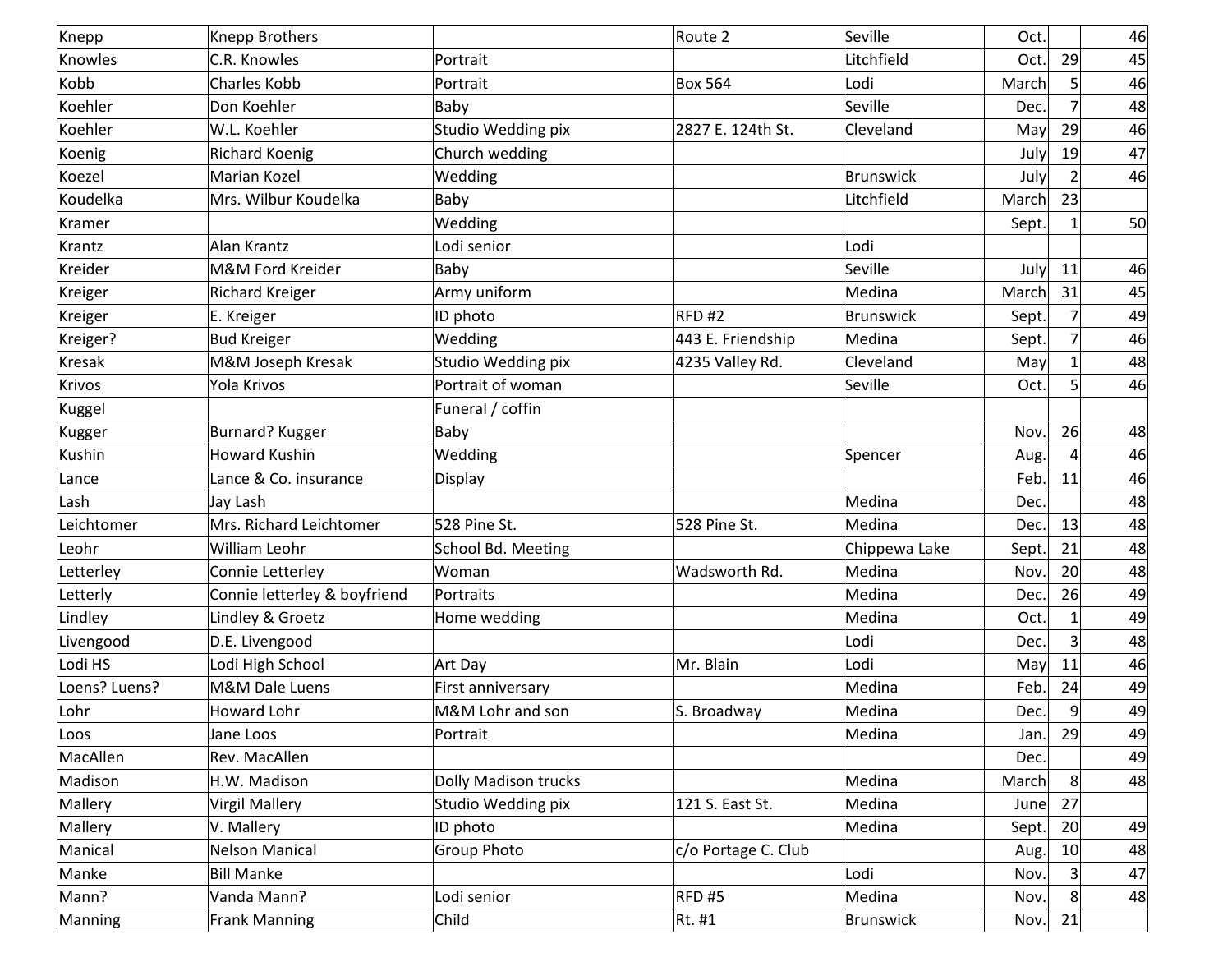| Knepp | Knepp Brothers | | Route 2 | Seville | Oct. | | 46 |
|---|---|---|---|---|---|---|---|
| Knowles | C.R. Knowles | Portrait | | Litchfield | Oct. | 29 | 45 |
| Kobb | Charles Kobb | Portrait | Box 564 | Lodi | March | 5 | 46 |
| Koehler | Don Koehler | Baby | | Seville | Dec. | 7 | 48 |
| Koehler | W.L. Koehler | Studio Wedding pix | 2827 E. 124th St. | Cleveland | May | 29 | 46 |
| Koenig | Richard Koenig | Church wedding | | | July | 19 | 47 |
| Koezel | Marian Kozel | Wedding | | Brunswick | July | 2 | 46 |
| Koudelka | Mrs. Wilbur Koudelka | Baby | | Litchfield | March | 23 | |
| Kramer | | Wedding | | | Sept. | 1 | 50 |
| Krantz | Alan Krantz | Lodi senior | | Lodi | | | |
| Kreider | M&M Ford Kreider | Baby | | Seville | July | 11 | 46 |
| Kreiger | Richard Kreiger | Army uniform | | Medina | March | 31 | 45 |
| Kreiger | E. Kreiger | ID photo | RFD #2 | Brunswick | Sept. | 7 | 49 |
| Kreiger? | Bud Kreiger | Wedding | 443 E. Friendship | Medina | Sept. | 7 | 46 |
| Kresak | M&M Joseph Kresak | Studio Wedding pix | 4235 Valley Rd. | Cleveland | May | 1 | 48 |
| Krivos | Yola Krivos | Portrait of woman | | Seville | Oct. | 5 | 46 |
| Kuggel | | Funeral / coffin | | | | | |
| Kugger | Burnard? Kugger | Baby | | | Nov. | 26 | 48 |
| Kushin | Howard Kushin | Wedding | | Spencer | Aug. | 4 | 46 |
| Lance | Lance & Co. insurance | Display | | | Feb. | 11 | 46 |
| Lash | Jay Lash | | | Medina | Dec. | | 48 |
| Leichtomer | Mrs. Richard Leichtomer | 528 Pine St. | 528 Pine St. | Medina | Dec. | 13 | 48 |
| Leohr | William Leohr | School Bd. Meeting | | Chippewa Lake | Sept. | 21 | 48 |
| Letterley | Connie Letterley | Woman | Wadsworth Rd. | Medina | Nov. | 20 | 48 |
| Letterly | Connie letterley & boyfriend | Portraits | | Medina | Dec. | 26 | 49 |
| Lindley | Lindley & Groetz | Home wedding | | Medina | Oct. | 1 | 49 |
| Livengood | D.E. Livengood | | | Lodi | Dec. | 3 | 48 |
| Lodi HS | Lodi High School | Art Day | Mr. Blain | Lodi | May | 11 | 46 |
| Loens? Luens? | M&M Dale Luens | First anniversary | | Medina | Feb. | 24 | 49 |
| Lohr | Howard Lohr | M&M Lohr and son | S. Broadway | Medina | Dec. | 9 | 49 |
| Loos | Jane Loos | Portrait | | Medina | Jan. | 29 | 49 |
| MacAllen | Rev. MacAllen | | | | Dec. | | 49 |
| Madison | H.W. Madison | Dolly Madison trucks | | Medina | March | 8 | 48 |
| Mallery | Virgil Mallery | Studio Wedding pix | 121 S. East St. | Medina | June | 27 | |
| Mallery | V. Mallery | ID photo | | Medina | Sept. | 20 | 49 |
| Manical | Nelson Manical | Group Photo | c/o Portage C. Club | | Aug. | 10 | 48 |
| Manke | Bill Manke | | | Lodi | Nov. | 3 | 47 |
| Mann? | Vanda Mann? | Lodi senior | RFD #5 | Medina | Nov. | 8 | 48 |
| Manning | Frank Manning | Child | Rt. #1 | Brunswick | Nov. | 21 | |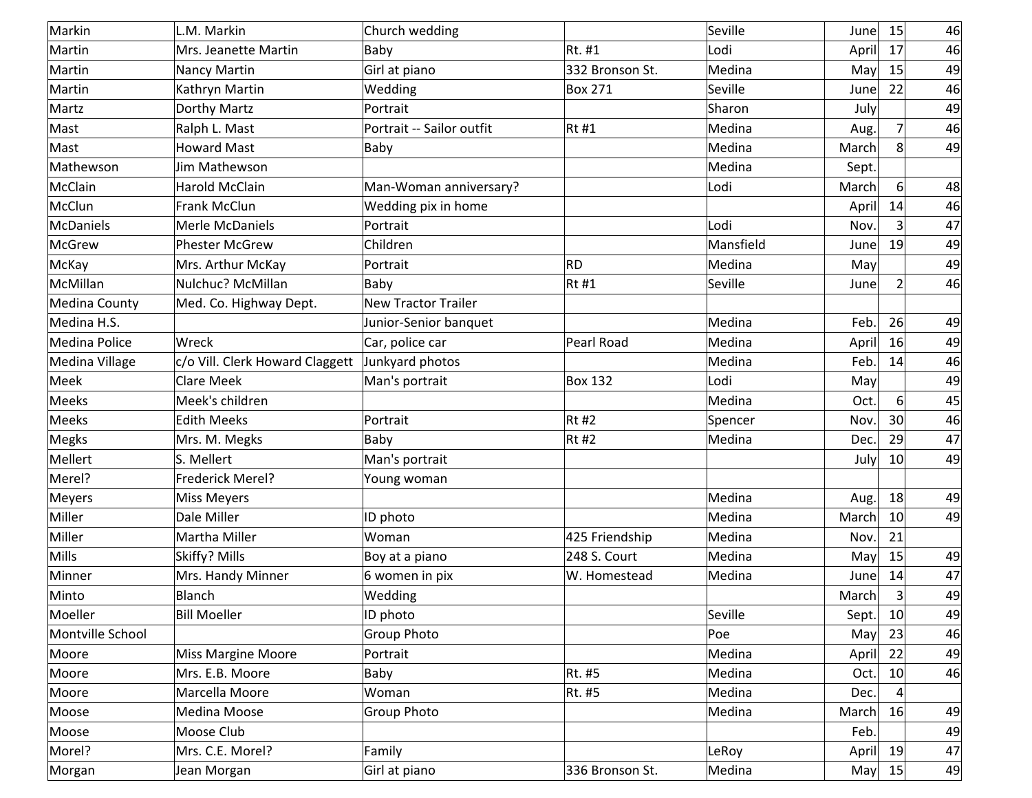| Markin | L.M. Markin | Church wedding | | Seville | June | 15 | 46 |
|---|---|---|---|---|---|---|---|
| Martin | Mrs. Jeanette Martin | Baby | Rt. #1 | Lodi | April | 17 | 46 |
| Martin | Nancy Martin | Girl at piano | 332 Bronson St. | Medina | May | 15 | 49 |
| Martin | Kathryn Martin | Wedding | Box 271 | Seville | June | 22 | 46 |
| Martz | Dorthy Martz | Portrait | | Sharon | July | | 49 |
| Mast | Ralph L. Mast | Portrait -- Sailor outfit | Rt #1 | Medina | Aug. | 7 | 46 |
| Mast | Howard Mast | Baby | | Medina | March | 8 | 49 |
| Mathewson | Jim Mathewson | | | Medina | Sept. | | |
| McClain | Harold McClain | Man-Woman anniversary? | | Lodi | March | 6 | 48 |
| McClun | Frank McClun | Wedding pix in home | | | April | 14 | 46 |
| McDaniels | Merle McDaniels | Portrait | | Lodi | Nov. | 3 | 47 |
| McGrew | Phester McGrew | Children | | Mansfield | June | 19 | 49 |
| McKay | Mrs. Arthur McKay | Portrait | RD | Medina | May | | 49 |
| McMillan | Nulchuc? McMillan | Baby | Rt #1 | Seville | June | 2 | 46 |
| Medina County | Med. Co. Highway Dept. | New Tractor Trailer | | | | | |
| Medina H.S. | | Junior-Senior banquet | | Medina | Feb. | 26 | 49 |
| Medina Police | Wreck | Car, police car | Pearl Road | Medina | April | 16 | 49 |
| Medina Village | c/o Vill. Clerk Howard Claggett | Junkyard photos | | Medina | Feb. | 14 | 46 |
| Meek | Clare Meek | Man's portrait | Box 132 | Lodi | May | | 49 |
| Meeks | Meek's children | | | Medina | Oct. | 6 | 45 |
| Meeks | Edith Meeks | Portrait | Rt #2 | Spencer | Nov. | 30 | 46 |
| Megks | Mrs. M. Megks | Baby | Rt #2 | Medina | Dec. | 29 | 47 |
| Mellert | S. Mellert | Man's portrait | | | July | 10 | 49 |
| Merel? | Frederick Merel? | Young woman | | | | | |
| Meyers | Miss Meyers | | | Medina | Aug. | 18 | 49 |
| Miller | Dale Miller | ID photo | | Medina | March | 10 | 49 |
| Miller | Martha Miller | Woman | 425 Friendship | Medina | Nov. | 21 | |
| Mills | Skiffy? Mills | Boy at a piano | 248 S. Court | Medina | May | 15 | 49 |
| Minner | Mrs. Handy Minner | 6 women in pix | W. Homestead | Medina | June | 14 | 47 |
| Minto | Blanch | Wedding | | | March | 3 | 49 |
| Moeller | Bill Moeller | ID photo | | Seville | Sept. | 10 | 49 |
| Montville School | | Group Photo | | Poe | May | 23 | 46 |
| Moore | Miss Margine Moore | Portrait | | Medina | April | 22 | 49 |
| Moore | Mrs. E.B. Moore | Baby | Rt. #5 | Medina | Oct. | 10 | 46 |
| Moore | Marcella Moore | Woman | Rt. #5 | Medina | Dec. | 4 | |
| Moose | Medina Moose | Group Photo | | Medina | March | 16 | 49 |
| Moose | Moose Club | | | | Feb. | | 49 |
| Morel? | Mrs. C.E. Morel? | Family | | LeRoy | April | 19 | 47 |
| Morgan | Jean Morgan | Girl at piano | 336 Bronson St. | Medina | May | 15 | 49 |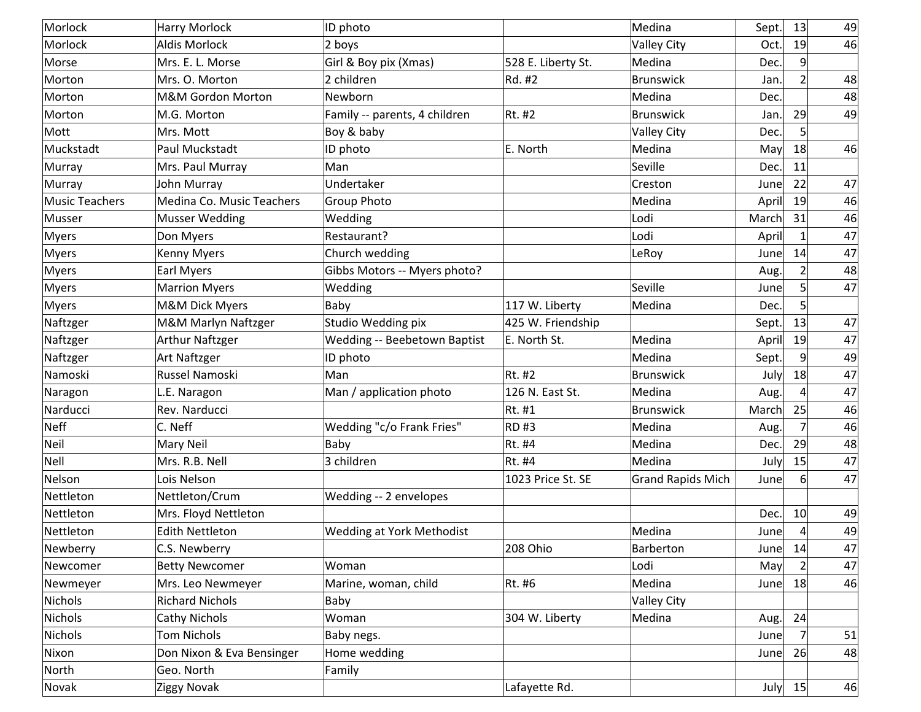| Morlock | Harry Morlock | ID photo | | Medina | Sept. | 13 | 49 |
|---|---|---|---|---|---|---|---|
| Morlock | Aldis Morlock | 2 boys | | Valley City | Oct. | 19 | 46 |
| Morse | Mrs. E. L. Morse | Girl & Boy pix (Xmas) | 528 E. Liberty St. | Medina | Dec. | 9 | |
| Morton | Mrs. O. Morton | 2 children | Rd. #2 | Brunswick | Jan. | 2 | 48 |
| Morton | M&M Gordon Morton | Newborn | | Medina | Dec. | | 48 |
| Morton | M.G. Morton | Family -- parents, 4 children | Rt. #2 | Brunswick | Jan. | 29 | 49 |
| Mott | Mrs. Mott | Boy & baby | | Valley City | Dec. | 5 | |
| Muckstadt | Paul Muckstadt | ID photo | E. North | Medina | May | 18 | 46 |
| Murray | Mrs. Paul Murray | Man | | Seville | Dec. | 11 | |
| Murray | John Murray | Undertaker | | Creston | June | 22 | 47 |
| Music Teachers | Medina Co. Music Teachers | Group Photo | | Medina | April | 19 | 46 |
| Musser | Musser Wedding | Wedding | | Lodi | March | 31 | 46 |
| Myers | Don Myers | Restaurant? | | Lodi | April | 1 | 47 |
| Myers | Kenny Myers | Church wedding | | LeRoy | June | 14 | 47 |
| Myers | Earl Myers | Gibbs Motors -- Myers photo? | | | Aug. | 2 | 48 |
| Myers | Marrion Myers | Wedding | | Seville | June | 5 | 47 |
| Myers | M&M Dick Myers | Baby | 117 W. Liberty | Medina | Dec. | 5 | |
| Naftzger | M&M Marlyn Naftzger | Studio Wedding pix | 425 W. Friendship | | Sept. | 13 | 47 |
| Naftzger | Arthur Naftzger | Wedding -- Beebetown Baptist | E. North St. | Medina | April | 19 | 47 |
| Naftzger | Art Naftzger | ID photo | | Medina | Sept. | 9 | 49 |
| Namoski | Russel Namoski | Man | Rt. #2 | Brunswick | July | 18 | 47 |
| Naragon | L.E. Naragon | Man / application photo | 126 N. East St. | Medina | Aug. | 4 | 47 |
| Narducci | Rev. Narducci | | Rt. #1 | Brunswick | March | 25 | 46 |
| Neff | C. Neff | Wedding "c/o Frank Fries" | RD #3 | Medina | Aug. | 7 | 46 |
| Neil | Mary Neil | Baby | Rt. #4 | Medina | Dec. | 29 | 48 |
| Nell | Mrs. R.B. Nell | 3 children | Rt. #4 | Medina | July | 15 | 47 |
| Nelson | Lois Nelson | | 1023 Price St. SE | Grand Rapids Mich | June | 6 | 47 |
| Nettleton | Nettleton/Crum | Wedding -- 2 envelopes | | | | | |
| Nettleton | Mrs. Floyd Nettleton | | | | Dec. | 10 | 49 |
| Nettleton | Edith Nettleton | Wedding at York Methodist | | Medina | June | 4 | 49 |
| Newberry | C.S. Newberry | | 208 Ohio | Barberton | June | 14 | 47 |
| Newcomer | Betty Newcomer | Woman | | Lodi | May | 2 | 47 |
| Newmeyer | Mrs. Leo Newmeyer | Marine, woman, child | Rt. #6 | Medina | June | 18 | 46 |
| Nichols | Richard Nichols | Baby | | Valley City | | | |
| Nichols | Cathy Nichols | Woman | 304 W. Liberty | Medina | Aug. | 24 | |
| Nichols | Tom Nichols | Baby negs. | | | June | 7 | 51 |
| Nixon | Don Nixon & Eva Bensinger | Home wedding | | | June | 26 | 48 |
| North | Geo. North | Family | | | | | |
| Novak | Ziggy Novak | | Lafayette Rd. | | July | 15 | 46 |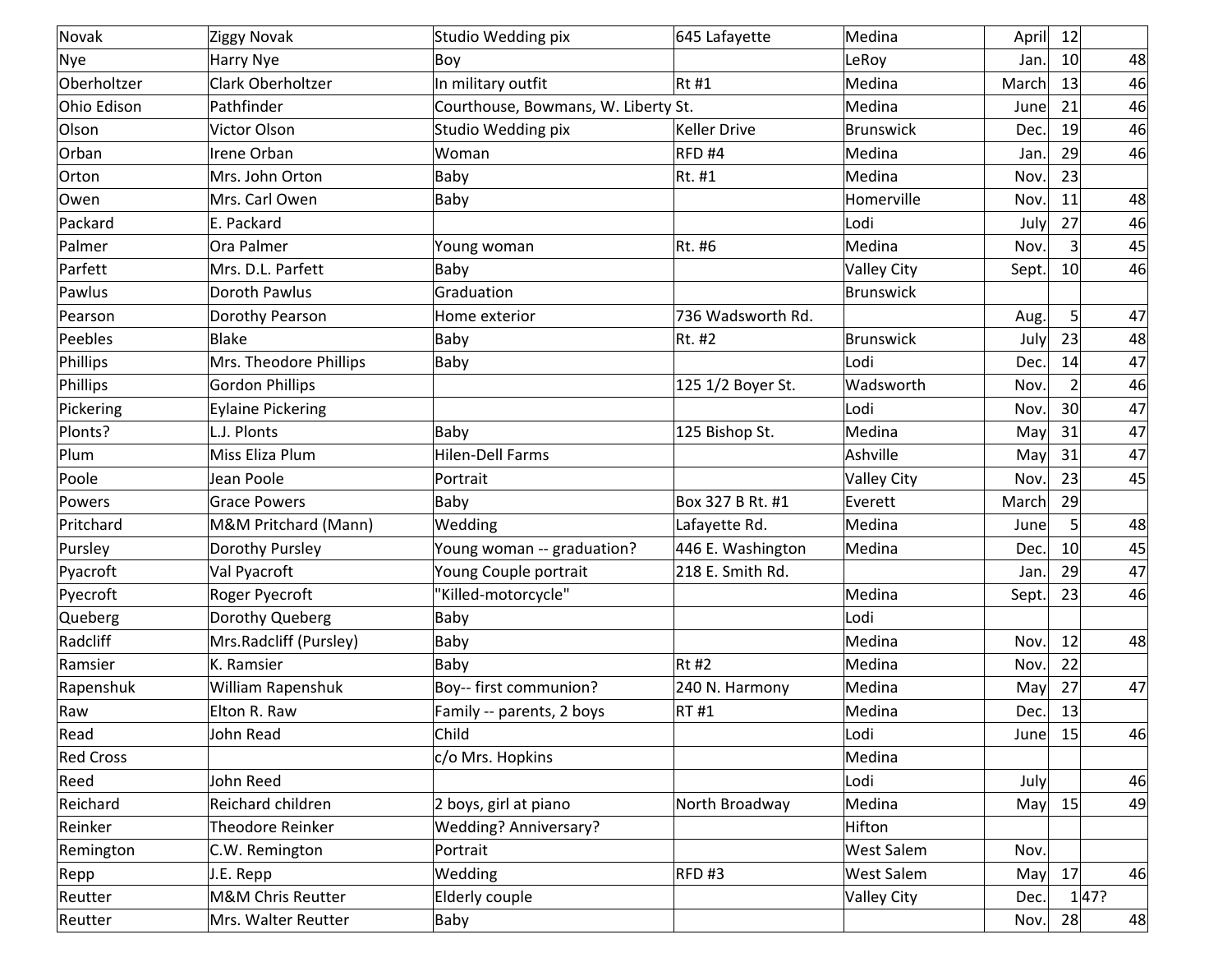| Novak | Ziggy Novak | Studio Wedding pix | 645 Lafayette | Medina | April | 12 | |
|---|---|---|---|---|---|---|---|
| Nye | Harry Nye | Boy | | LeRoy | Jan. | 10 | 48 |
| Oberholtzer | Clark Oberholtzer | In military outfit | Rt #1 | Medina | March | 13 | 46 |
| Ohio Edison | Pathfinder | Courthouse, Bowmans, W. Liberty St. | | Medina | June | 21 | 46 |
| Olson | Victor Olson | Studio Wedding pix | Keller Drive | Brunswick | Dec. | 19 | 46 |
| Orban | Irene Orban | Woman | RFD #4 | Medina | Jan. | 29 | 46 |
| Orton | Mrs. John Orton | Baby | Rt. #1 | Medina | Nov. | 23 | |
| Owen | Mrs. Carl Owen | Baby | | Homerville | Nov. | 11 | 48 |
| Packard | E. Packard | | | Lodi | July | 27 | 46 |
| Palmer | Ora Palmer | Young woman | Rt. #6 | Medina | Nov. | 3 | 45 |
| Parfett | Mrs. D.L. Parfett | Baby | | Valley City | Sept. | 10 | 46 |
| Pawlus | Doroth Pawlus | Graduation | | Brunswick | | | |
| Pearson | Dorothy Pearson | Home exterior | 736 Wadsworth Rd. | | Aug. | 5 | 47 |
| Peebles | Blake | Baby | Rt. #2 | Brunswick | July | 23 | 48 |
| Phillips | Mrs. Theodore Phillips | Baby | | Lodi | Dec. | 14 | 47 |
| Phillips | Gordon Phillips | | 125 1/2 Boyer St. | Wadsworth | Nov. | 2 | 46 |
| Pickering | Eylaine Pickering | | | Lodi | Nov. | 30 | 47 |
| Plonts? | L.J. Plonts | Baby | 125 Bishop St. | Medina | May | 31 | 47 |
| Plum | Miss Eliza Plum | Hilen-Dell Farms | | Ashville | May | 31 | 47 |
| Poole | Jean Poole | Portrait | | Valley City | Nov. | 23 | 45 |
| Powers | Grace Powers | Baby | Box 327 B Rt. #1 | Everett | March | 29 | |
| Pritchard | M&M Pritchard (Mann) | Wedding | Lafayette Rd. | Medina | June | 5 | 48 |
| Pursley | Dorothy Pursley | Young woman -- graduation? | 446 E. Washington | Medina | Dec. | 10 | 45 |
| Pyacroft | Val Pyacroft | Young Couple portrait | 218 E. Smith Rd. | | Jan. | 29 | 47 |
| Pyecroft | Roger Pyecroft | "Killed-motorcycle" | | Medina | Sept. | 23 | 46 |
| Queberg | Dorothy Queberg | Baby | | Lodi | | | |
| Radcliff | Mrs.Radcliff (Pursley) | Baby | | Medina | Nov. | 12 | 48 |
| Ramsier | K. Ramsier | Baby | Rt #2 | Medina | Nov. | 22 | |
| Rapenshuk | William Rapenshuk | Boy-- first communion? | 240 N. Harmony | Medina | May | 27 | 47 |
| Raw | Elton R. Raw | Family -- parents, 2 boys | RT #1 | Medina | Dec. | 13 | |
| Read | John Read | Child | | Lodi | June | 15 | 46 |
| Red Cross | | c/o Mrs. Hopkins | | Medina | | | |
| Reed | John Reed | | | Lodi | July | | 46 |
| Reichard | Reichard children | 2 boys, girl at piano | North Broadway | Medina | May | 15 | 49 |
| Reinker | Theodore Reinker | Wedding? Anniversary? | | Hifton | | | |
| Remington | C.W. Remington | Portrait | | West Salem | Nov. | | |
| Repp | J.E. Repp | Wedding | RFD #3 | West Salem | May | 17 | 46 |
| Reutter | M&M Chris Reutter | Elderly couple | | Valley City | Dec. | 1 | 47? |
| Reutter | Mrs. Walter Reutter | Baby | | | Nov. | 28 | 48 |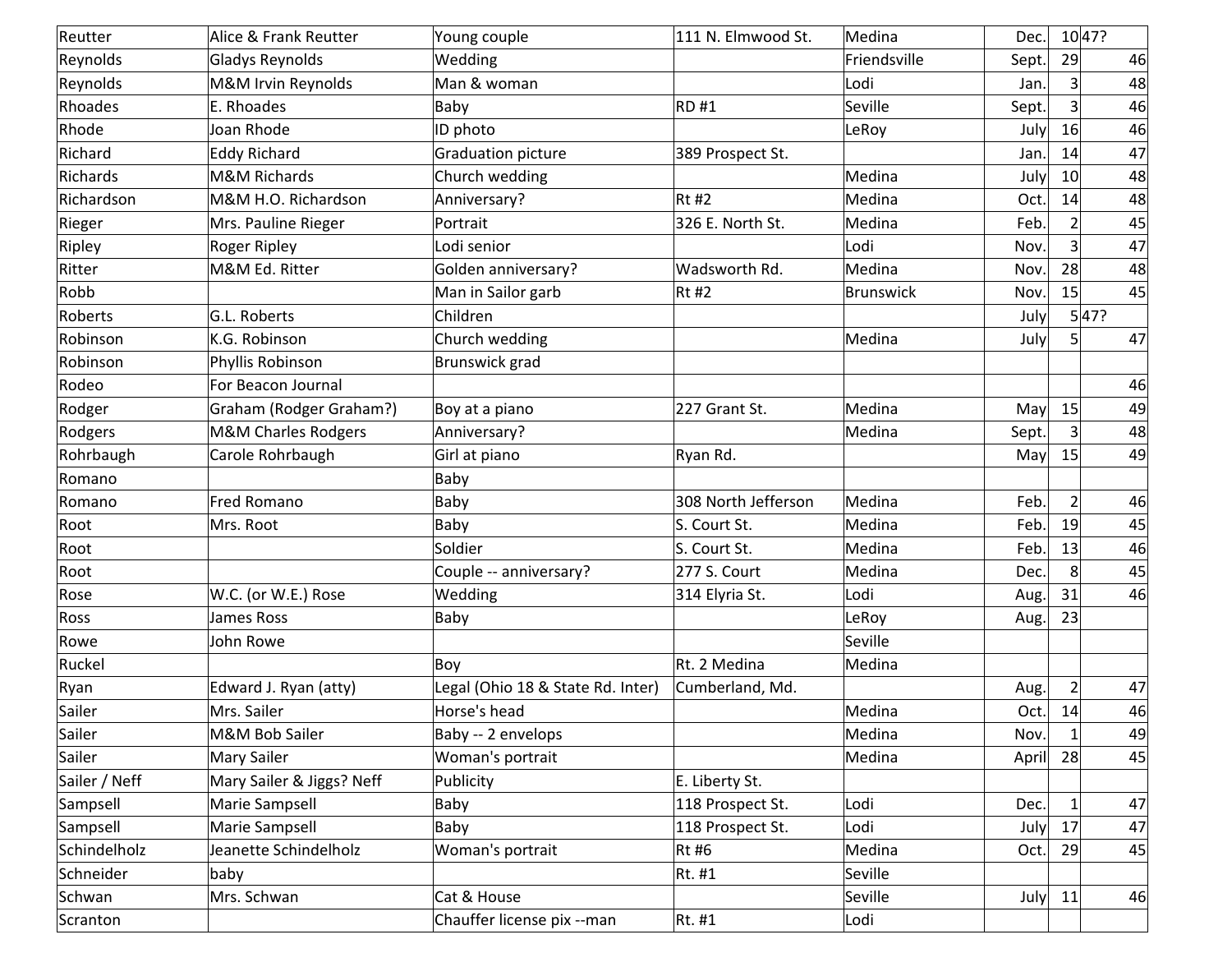| Reutter | Alice & Frank Reutter | Young couple | 111 N. Elmwood St. | Medina | Dec. | 10 | 47? |
|---|---|---|---|---|---|---|---|
| Reynolds | Gladys Reynolds | Wedding | | Friendsville | Sept. | 29 | 46 |
| Reynolds | M&M Irvin Reynolds | Man & woman | | Lodi | Jan. | 3 | 48 |
| Rhoades | E. Rhoades | Baby | RD #1 | Seville | Sept. | 3 | 46 |
| Rhode | Joan Rhode | ID photo | | LeRoy | July | 16 | 46 |
| Richard | Eddy Richard | Graduation picture | 389 Prospect St. | | Jan. | 14 | 47 |
| Richards | M&M Richards | Church wedding | | Medina | July | 10 | 48 |
| Richardson | M&M H.O. Richardson | Anniversary? | Rt #2 | Medina | Oct. | 14 | 48 |
| Rieger | Mrs. Pauline Rieger | Portrait | 326 E. North St. | Medina | Feb. | 2 | 45 |
| Ripley | Roger Ripley | Lodi senior | | Lodi | Nov. | 3 | 47 |
| Ritter | M&M Ed. Ritter | Golden anniversary? | Wadsworth Rd. | Medina | Nov. | 28 | 48 |
| Robb | | Man in Sailor garb | Rt #2 | Brunswick | Nov. | 15 | 45 |
| Roberts | G.L. Roberts | Children | | | July | 5 | 47? |
| Robinson | K.G. Robinson | Church wedding | | Medina | July | 5 | 47 |
| Robinson | Phyllis Robinson | Brunswick grad | | | | | |
| Rodeo | For Beacon Journal | | | | | | 46 |
| Rodger | Graham (Rodger Graham?) | Boy at a piano | 227 Grant St. | Medina | May | 15 | 49 |
| Rodgers | M&M Charles Rodgers | Anniversary? | | Medina | Sept. | 3 | 48 |
| Rohrbaugh | Carole Rohrbaugh | Girl at piano | Ryan Rd. | | May | 15 | 49 |
| Romano | | Baby | | | | | |
| Romano | Fred Romano | Baby | 308 North Jefferson | Medina | Feb. | 2 | 46 |
| Root | Mrs. Root | Baby | S. Court St. | Medina | Feb. | 19 | 45 |
| Root | | Soldier | S. Court St. | Medina | Feb. | 13 | 46 |
| Root | | Couple -- anniversary? | 277 S. Court | Medina | Dec. | 8 | 45 |
| Rose | W.C. (or W.E.) Rose | Wedding | 314 Elyria St. | Lodi | Aug. | 31 | 46 |
| Ross | James Ross | Baby | | LeRoy | Aug. | 23 | |
| Rowe | John Rowe | | | Seville | | | |
| Ruckel | | Boy | Rt. 2 Medina | Medina | | | |
| Ryan | Edward J. Ryan (atty) | Legal (Ohio 18 & State Rd. Inter) | Cumberland, Md. | | Aug. | 2 | 47 |
| Sailer | Mrs. Sailer | Horse's head | | Medina | Oct. | 14 | 46 |
| Sailer | M&M Bob Sailer | Baby -- 2 envelops | | Medina | Nov. | 1 | 49 |
| Sailer | Mary Sailer | Woman's portrait | | Medina | April | 28 | 45 |
| Sailer / Neff | Mary Sailer & Jiggs? Neff | Publicity | E. Liberty St. | | | | |
| Sampsell | Marie Sampsell | Baby | 118 Prospect St. | Lodi | Dec. | 1 | 47 |
| Sampsell | Marie Sampsell | Baby | 118 Prospect St. | Lodi | July | 17 | 47 |
| Schindelholz | Jeanette Schindelholz | Woman's portrait | Rt #6 | Medina | Oct. | 29 | 45 |
| Schneider | baby | | Rt. #1 | Seville | | | |
| Schwan | Mrs. Schwan | Cat & House | | Seville | July | 11 | 46 |
| Scranton | | Chauffer license pix --man | Rt. #1 | Lodi | | | |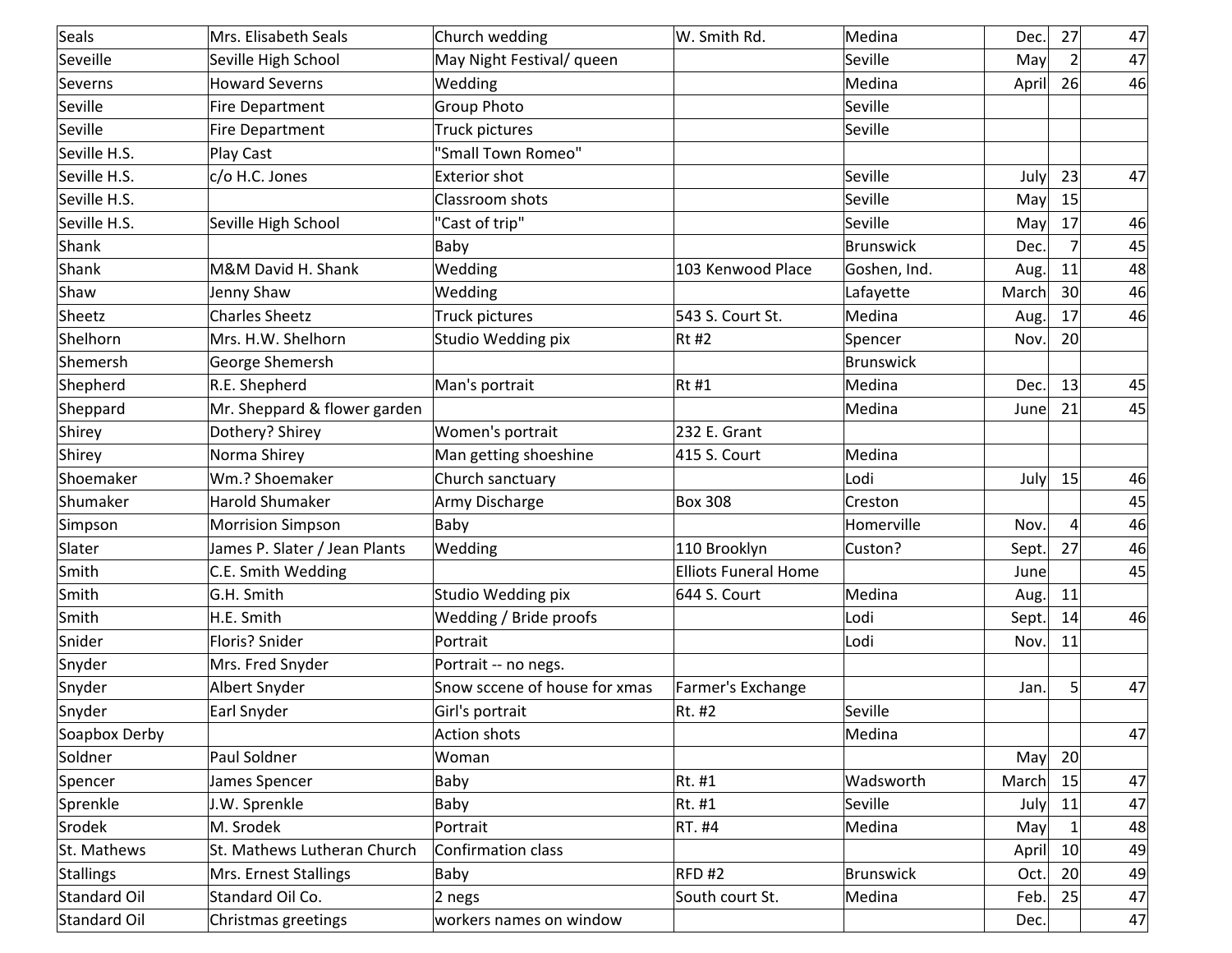| | | | | | | | |
|---|---|---|---|---|---|---|---|
| Seals | Mrs. Elisabeth Seals | Church wedding | W. Smith Rd. | Medina | Dec. | 27 | 47 |
| Seveille | Seville High School | May Night Festival/ queen | | Seville | May | 2 | 47 |
| Severns | Howard Severns | Wedding | | Medina | April | 26 | 46 |
| Seville | Fire Department | Group Photo | | Seville | | | |
| Seville | Fire Department | Truck pictures | | Seville | | | |
| Seville H.S. | Play Cast | "Small Town Romeo" | | | | | |
| Seville H.S. | c/o H.C. Jones | Exterior shot | | Seville | July | 23 | 47 |
| Seville H.S. | | Classroom shots | | Seville | May | 15 | |
| Seville H.S. | Seville High School | "Cast of trip" | | Seville | May | 17 | 46 |
| Shank | | Baby | | Brunswick | Dec. | 7 | 45 |
| Shank | M&M David H. Shank | Wedding | 103 Kenwood Place | Goshen, Ind. | Aug. | 11 | 48 |
| Shaw | Jenny Shaw | Wedding | | Lafayette | March | 30 | 46 |
| Sheetz | Charles Sheetz | Truck pictures | 543 S. Court St. | Medina | Aug. | 17 | 46 |
| Shelhorn | Mrs. H.W. Shelhorn | Studio Wedding pix | Rt #2 | Spencer | Nov. | 20 | |
| Shemersh | George Shemersh | | | Brunswick | | | |
| Shepherd | R.E. Shepherd | Man's portrait | Rt #1 | Medina | Dec. | 13 | 45 |
| Sheppard | Mr. Sheppard & flower garden | | | Medina | June | 21 | 45 |
| Shirey | Dothery? Shirey | Women's portrait | 232 E. Grant | | | | |
| Shirey | Norma Shirey | Man getting shoeshine | 415 S. Court | Medina | | | |
| Shoemaker | Wm.? Shoemaker | Church sanctuary | | Lodi | July | 15 | 46 |
| Shumaker | Harold Shumaker | Army Discharge | Box 308 | Creston | | | 45 |
| Simpson | Morrision Simpson | Baby | | Homerville | Nov. | 4 | 46 |
| Slater | James P. Slater / Jean Plants | Wedding | 110 Brooklyn | Custon? | Sept. | 27 | 46 |
| Smith | C.E. Smith Wedding | | Elliots Funeral Home | | June | | 45 |
| Smith | G.H. Smith | Studio Wedding pix | 644 S. Court | Medina | Aug. | 11 | |
| Smith | H.E. Smith | Wedding / Bride proofs | | Lodi | Sept. | 14 | 46 |
| Snider | Floris? Snider | Portrait | | Lodi | Nov. | 11 | |
| Snyder | Mrs. Fred Snyder | Portrait -- no negs. | | | | | |
| Snyder | Albert Snyder | Snow sccene of house for xmas | Farmer's Exchange | | Jan. | 5 | 47 |
| Snyder | Earl Snyder | Girl's portrait | Rt. #2 | Seville | | | |
| Soapbox Derby | | Action shots | | Medina | | | 47 |
| Soldner | Paul Soldner | Woman | | | May | 20 | |
| Spencer | James Spencer | Baby | Rt. #1 | Wadsworth | March | 15 | 47 |
| Sprenkle | J.W. Sprenkle | Baby | Rt. #1 | Seville | July | 11 | 47 |
| Srodek | M. Srodek | Portrait | RT. #4 | Medina | May | 1 | 48 |
| St. Mathews | St. Mathews Lutheran Church | Confirmation class | | | April | 10 | 49 |
| Stallings | Mrs. Ernest Stallings | Baby | RFD #2 | Brunswick | Oct. | 20 | 49 |
| Standard Oil | Standard Oil Co. | 2 negs | South court St. | Medina | Feb. | 25 | 47 |
| Standard Oil | Christmas greetings | workers names on window | | | Dec. | | 47 |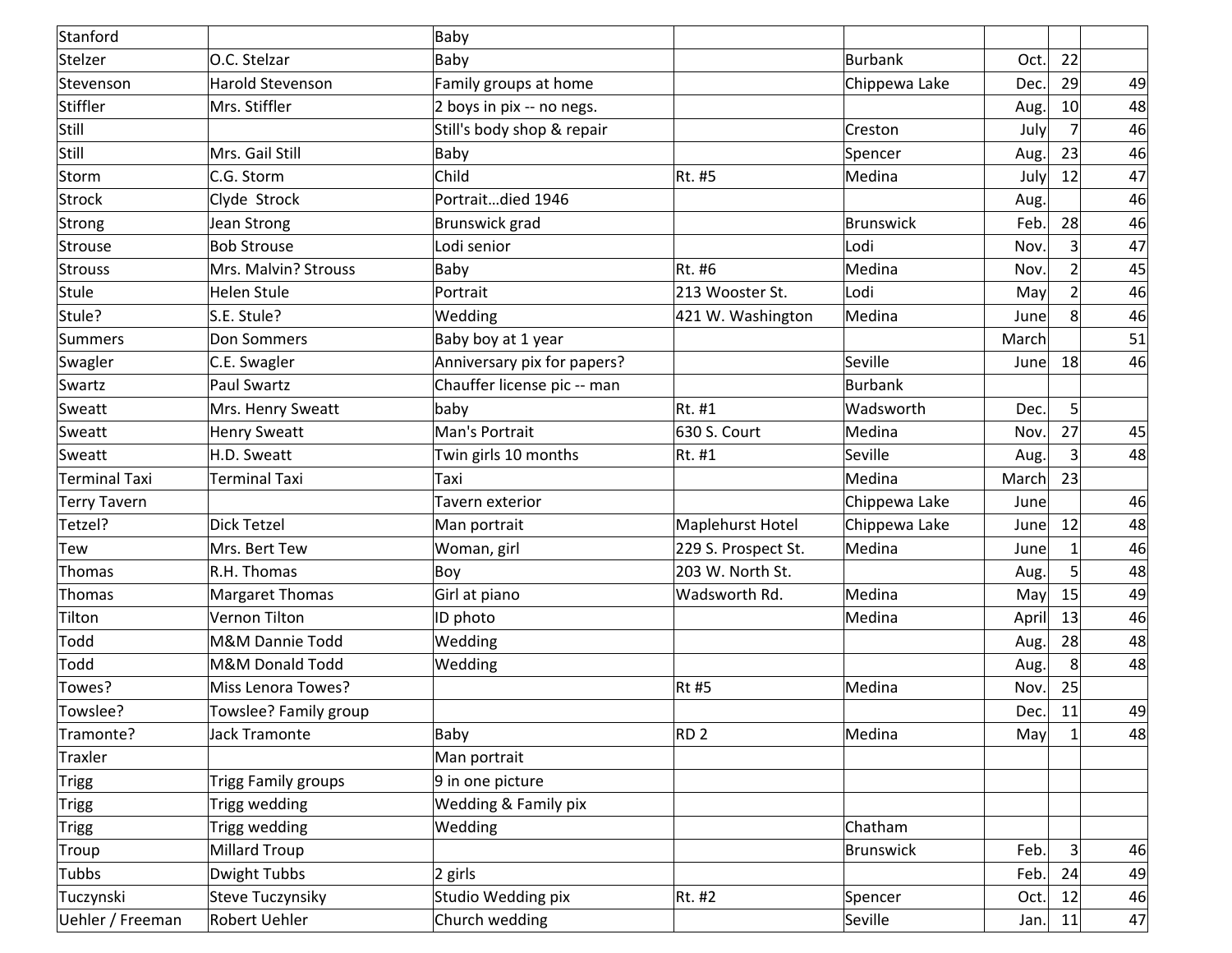| Stanford | | Baby | | | | | |
|---|---|---|---|---|---|---|---|
| Stelzer | O.C. Stelzar | Baby | | Burbank | Oct. | 22 | |
| Stevenson | Harold Stevenson | Family groups at home | | Chippewa Lake | Dec. | 29 | 49 |
| Stiffler | Mrs. Stiffler | 2 boys in pix -- no negs. | | | Aug. | 10 | 48 |
| Still | | Still's body shop & repair | | Creston | July | 7 | 46 |
| Still | Mrs. Gail Still | Baby | | Spencer | Aug. | 23 | 46 |
| Storm | C.G. Storm | Child | Rt. #5 | Medina | July | 12 | 47 |
| Strock | Clyde Strock | Portrait…died 1946 | | | Aug. | | 46 |
| Strong | Jean Strong | Brunswick grad | | Brunswick | Feb. | 28 | 46 |
| Strouse | Bob Strouse | Lodi senior | | Lodi | Nov. | 3 | 47 |
| Strouss | Mrs. Malvin? Strouss | Baby | Rt. #6 | Medina | Nov. | 2 | 45 |
| Stule | Helen Stule | Portrait | 213 Wooster St. | Lodi | May | 2 | 46 |
| Stule? | S.E. Stule? | Wedding | 421 W. Washington | Medina | June | 8 | 46 |
| Summers | Don Sommers | Baby boy at 1 year | | | March | | 51 |
| Swagler | C.E. Swagler | Anniversary pix for papers? | | Seville | June | 18 | 46 |
| Swartz | Paul Swartz | Chauffer license pic -- man | | Burbank | | | |
| Sweatt | Mrs. Henry Sweatt | baby | Rt. #1 | Wadsworth | Dec. | 5 | |
| Sweatt | Henry Sweatt | Man's Portrait | 630 S. Court | Medina | Nov. | 27 | 45 |
| Sweatt | H.D. Sweatt | Twin girls 10 months | Rt. #1 | Seville | Aug. | 3 | 48 |
| Terminal Taxi | Terminal Taxi | Taxi | | Medina | March | 23 | |
| Terry Tavern | | Tavern exterior | | Chippewa Lake | June | | 46 |
| Tetzel? | Dick Tetzel | Man portrait | Maplehurst Hotel | Chippewa Lake | June | 12 | 48 |
| Tew | Mrs. Bert Tew | Woman, girl | 229 S. Prospect St. | Medina | June | 1 | 46 |
| Thomas | R.H. Thomas | Boy | 203 W. North St. | | Aug. | 5 | 48 |
| Thomas | Margaret Thomas | Girl at piano | Wadsworth Rd. | Medina | May | 15 | 49 |
| Tilton | Vernon Tilton | ID photo | | Medina | April | 13 | 46 |
| Todd | M&M Dannie Todd | Wedding | | | Aug. | 28 | 48 |
| Todd | M&M Donald Todd | Wedding | | | Aug. | 8 | 48 |
| Towes? | Miss Lenora Towes? | | Rt #5 | Medina | Nov. | 25 | |
| Towslee? | Towslee? Family group | | | | Dec. | 11 | 49 |
| Tramonte? | Jack Tramonte | Baby | RD 2 | Medina | May | 1 | 48 |
| Traxler | | Man portrait | | | | | |
| Trigg | Trigg Family groups | 9 in one picture | | | | | |
| Trigg | Trigg wedding | Wedding & Family pix | | | | | |
| Trigg | Trigg wedding | Wedding | | Chatham | | | |
| Troup | Millard Troup | | | Brunswick | Feb. | 3 | 46 |
| Tubbs | Dwight Tubbs | 2 girls | | | Feb. | 24 | 49 |
| Tuczynski | Steve Tuczynsiky | Studio Wedding pix | Rt. #2 | Spencer | Oct. | 12 | 46 |
| Uehler / Freeman | Robert Uehler | Church wedding | | Seville | Jan. | 11 | 47 |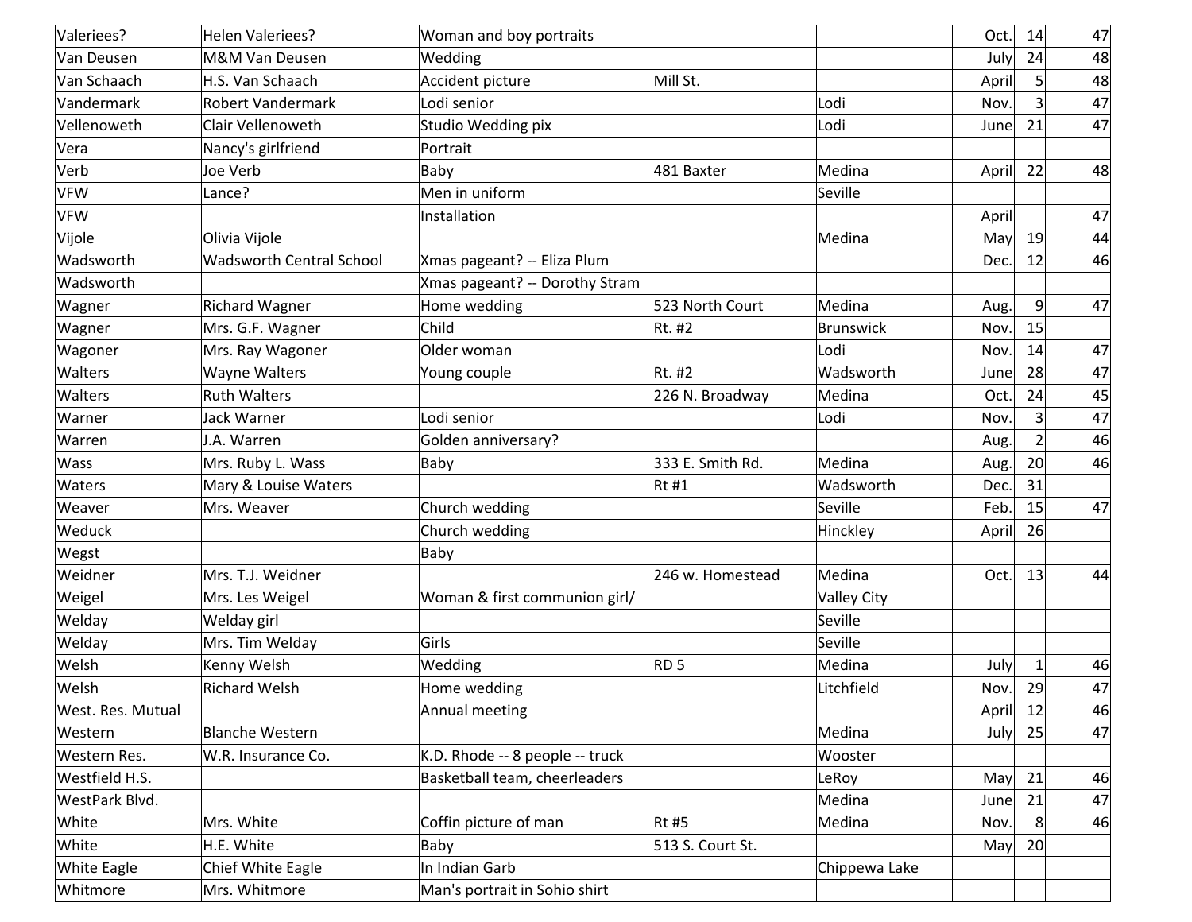| Valeriees? | Helen Valeriees? | Woman and boy portraits | | | Oct. | 14 | 47 |
|---|---|---|---|---|---|---|---|
| Van Deusen | M&M Van Deusen | Wedding | | | July | 24 | 48 |
| Van Schaach | H.S. Van Schaach | Accident picture | Mill St. | | April | 5 | 48 |
| Vandermark | Robert Vandermark | Lodi senior | | Lodi | Nov. | 3 | 47 |
| Vellenoweth | Clair Vellenoweth | Studio Wedding pix | | Lodi | June | 21 | 47 |
| Vera | Nancy's girlfriend | Portrait | | | | | |
| Verb | Joe Verb | Baby | 481 Baxter | Medina | April | 22 | 48 |
| VFW | Lance? | Men in uniform | | Seville | | | |
| VFW | | Installation | | | April | | 47 |
| Vijole | Olivia Vijole | | | Medina | May | 19 | 44 |
| Wadsworth | Wadsworth Central School | Xmas pageant? -- Eliza Plum | | | Dec. | 12 | 46 |
| Wadsworth | | Xmas pageant? -- Dorothy Stram | | | | | |
| Wagner | Richard Wagner | Home wedding | 523 North Court | Medina | Aug. | 9 | 47 |
| Wagner | Mrs. G.F. Wagner | Child | Rt. #2 | Brunswick | Nov. | 15 | |
| Wagoner | Mrs. Ray Wagoner | Older woman | | Lodi | Nov. | 14 | 47 |
| Walters | Wayne Walters | Young couple | Rt. #2 | Wadsworth | June | 28 | 47 |
| Walters | Ruth Walters | | 226 N. Broadway | Medina | Oct. | 24 | 45 |
| Warner | Jack Warner | Lodi senior | | Lodi | Nov. | 3 | 47 |
| Warren | J.A. Warren | Golden anniversary? | | | Aug. | 2 | 46 |
| Wass | Mrs. Ruby L. Wass | Baby | 333 E. Smith Rd. | Medina | Aug. | 20 | 46 |
| Waters | Mary & Louise Waters | | Rt #1 | Wadsworth | Dec. | 31 | |
| Weaver | Mrs. Weaver | Church wedding | | Seville | Feb. | 15 | 47 |
| Weduck | | Church wedding | | Hinckley | April | 26 | |
| Wegst | | Baby | | | | | |
| Weidner | Mrs. T.J. Weidner | | 246 w. Homestead | Medina | Oct. | 13 | 44 |
| Weigel | Mrs. Les Weigel | Woman & first communion girl/ | | Valley City | | | |
| Welday | Welday girl | | | Seville | | | |
| Welday | Mrs. Tim Welday | Girls | | Seville | | | |
| Welsh | Kenny Welsh | Wedding | RD 5 | Medina | July | 1 | 46 |
| Welsh | Richard Welsh | Home wedding | | Litchfield | Nov. | 29 | 47 |
| West. Res. Mutual | | Annual meeting | | | April | 12 | 46 |
| Western | Blanche Western | | | Medina | July | 25 | 47 |
| Western Res. | W.R. Insurance Co. | K.D. Rhode -- 8 people -- truck | | Wooster | | | |
| Westfield H.S. | | Basketball team, cheerleaders | | LeRoy | May | 21 | 46 |
| WestPark Blvd. | | | | Medina | June | 21 | 47 |
| White | Mrs. White | Coffin picture of man | Rt #5 | Medina | Nov. | 8 | 46 |
| White | H.E. White | Baby | 513 S. Court St. | | May | 20 | |
| White Eagle | Chief White Eagle | In Indian Garb | | Chippewa Lake | | | |
| Whitmore | Mrs. Whitmore | Man's portrait in Sohio shirt | | | | | |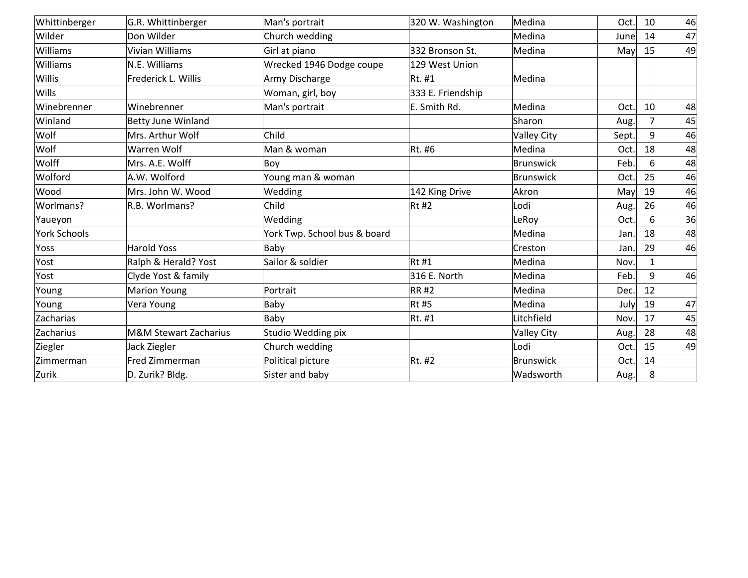| | | | | | | | |
|---|---|---|---|---|---|---|---|
| Whittinberger | G.R. Whittinberger | Man's portrait | 320 W. Washington | Medina | Oct. | 10 | 46 |
| Wilder | Don Wilder | Church wedding | | Medina | June | 14 | 47 |
| Williams | Vivian Williams | Girl at piano | 332 Bronson St. | Medina | May | 15 | 49 |
| Williams | N.E. Williams | Wrecked 1946 Dodge coupe | 129 West Union | | | | |
| Willis | Frederick L. Willis | Army Discharge | Rt. #1 | Medina | | | |
| Wills | | Woman, girl, boy | 333 E. Friendship | | | | |
| Winebrenner | Winebrenner | Man's portrait | E. Smith Rd. | Medina | Oct. | 10 | 48 |
| Winland | Betty June Winland | | | Sharon | Aug. | 7 | 45 |
| Wolf | Mrs. Arthur Wolf | Child | | Valley City | Sept. | 9 | 46 |
| Wolf | Warren Wolf | Man & woman | Rt. #6 | Medina | Oct. | 18 | 48 |
| Wolff | Mrs. A.E. Wolff | Boy | | Brunswick | Feb. | 6 | 48 |
| Wolford | A.W. Wolford | Young man & woman | | Brunswick | Oct. | 25 | 46 |
| Wood | Mrs. John W. Wood | Wedding | 142 King Drive | Akron | May | 19 | 46 |
| Worlmans? | R.B. Worlmans? | Child | Rt #2 | Lodi | Aug. | 26 | 46 |
| Yaueyon | | Wedding | | LeRoy | Oct. | 6 | 36 |
| York Schools | | York Twp. School bus & board | | Medina | Jan. | 18 | 48 |
| Yoss | Harold Yoss | Baby | | Creston | Jan. | 29 | 46 |
| Yost | Ralph & Herald? Yost | Sailor & soldier | Rt #1 | Medina | Nov. | 1 | |
| Yost | Clyde Yost & family | | 316 E. North | Medina | Feb. | 9 | 46 |
| Young | Marion Young | Portrait | RR #2 | Medina | Dec. | 12 | |
| Young | Vera Young | Baby | Rt #5 | Medina | July | 19 | 47 |
| Zacharias | | Baby | Rt. #1 | Litchfield | Nov. | 17 | 45 |
| Zacharius | M&M Stewart Zacharius | Studio Wedding pix | | Valley City | Aug. | 28 | 48 |
| Ziegler | Jack Ziegler | Church wedding | | Lodi | Oct. | 15 | 49 |
| Zimmerman | Fred Zimmerman | Political picture | Rt. #2 | Brunswick | Oct. | 14 | |
| Zurik | D. Zurik? Bldg. | Sister and baby | | Wadsworth | Aug. | 8 | |